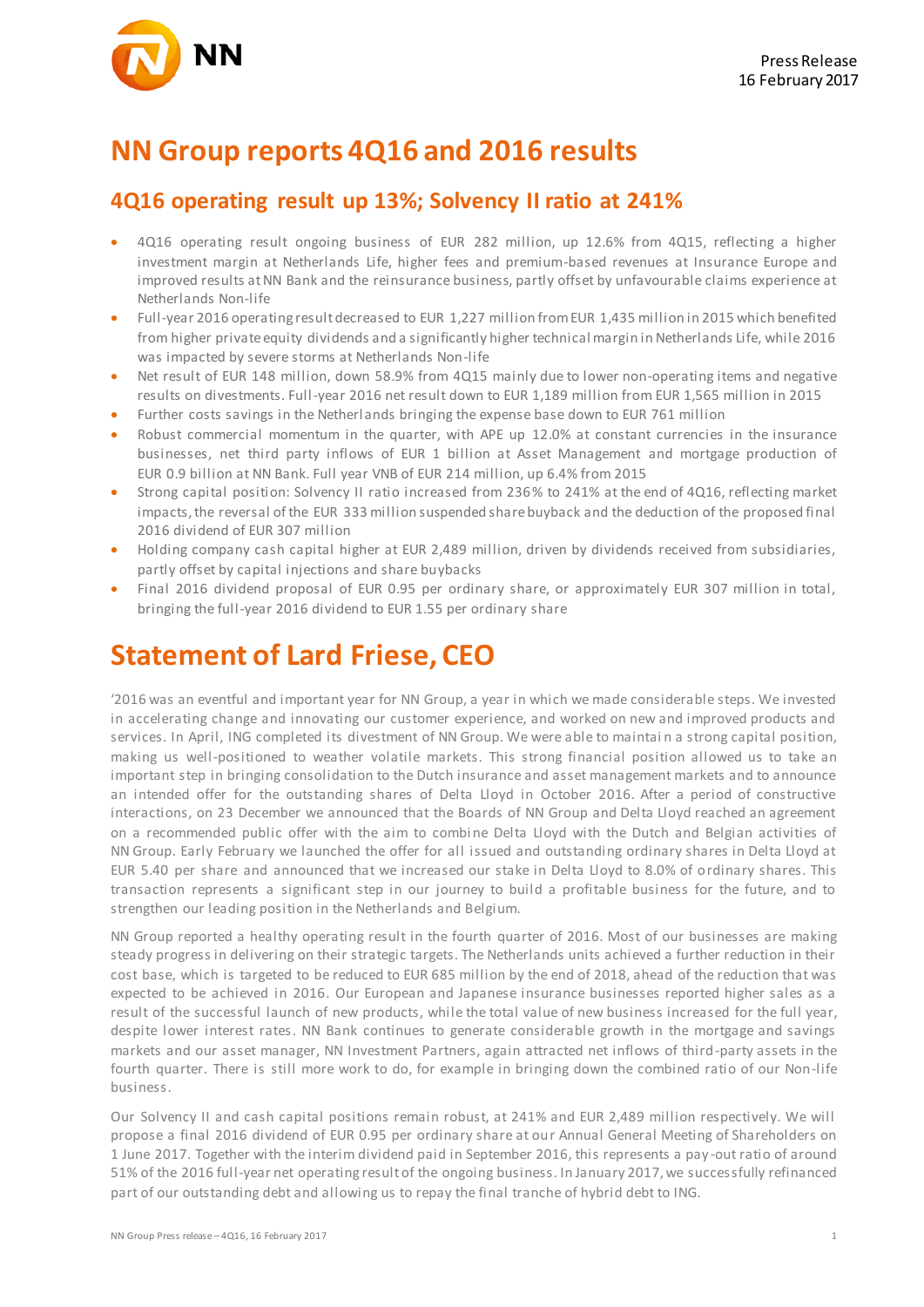Press Release
16 February 2017

# NN Group reports 4Q16 and 2016 results

## 4Q16 operating result up 13%; Solvency II ratio at 241%

- 4Q16 operating result ongoing business of EUR 282 million, up 12.6% from 4Q15, reflecting a higher investment margin at Netherlands Life, higher fees and premium-based revenues at Insurance Europe and improved results at NN Bank and the reinsurance business, partly offset by unfavourable claims experience at Netherlands Non-life
- Full-year 2016 operating result decreased to EUR 1,227 million from EUR 1,435 million in 2015 which benefited from higher private equity dividends and a significantly higher technical margin in Netherlands Life, while 2016 was impacted by severe storms at Netherlands Non-life
- Net result of EUR 148 million, down 58.9% from 4Q15 mainly due to lower non-operating items and negative results on divestments. Full-year 2016 net result down to EUR 1,189 million from EUR 1,565 million in 2015
- Further costs savings in the Netherlands bringing the expense base down to EUR 761 million
- Robust commercial momentum in the quarter, with APE up 12.0% at constant currencies in the insurance businesses, net third party inflows of EUR 1 billion at Asset Management and mortgage production of EUR 0.9 billion at NN Bank. Full year VNB of EUR 214 million, up 6.4% from 2015
- Strong capital position: Solvency II ratio increased from 236% to 241% at the end of 4Q16, reflecting market impacts, the reversal of the EUR 333 million suspended share buyback and the deduction of the proposed final 2016 dividend of EUR 307 million
- Holding company cash capital higher at EUR 2,489 million, driven by dividends received from subsidiaries, partly offset by capital injections and share buybacks
- Final 2016 dividend proposal of EUR 0.95 per ordinary share, or approximately EUR 307 million in total, bringing the full-year 2016 dividend to EUR 1.55 per ordinary share

# Statement of Lard Friese, CEO

'2016 was an eventful and important year for NN Group, a year in which we made considerable steps. We invested in accelerating change and innovating our customer experience, and worked on new and improved products and services. In April, ING completed its divestment of NN Group. We were able to maintain a strong capital position, making us well-positioned to weather volatile markets. This strong financial position allowed us to take an important step in bringing consolidation to the Dutch insurance and asset management markets and to announce an intended offer for the outstanding shares of Delta Lloyd in October 2016. After a period of constructive interactions, on 23 December we announced that the Boards of NN Group and Delta Lloyd reached an agreement on a recommended public offer with the aim to combine Delta Lloyd with the Dutch and Belgian activities of NN Group. Early February we launched the offer for all issued and outstanding ordinary shares in Delta Lloyd at EUR 5.40 per share and announced that we increased our stake in Delta Lloyd to 8.0% of ordinary shares. This transaction represents a significant step in our journey to build a profitable business for the future, and to strengthen our leading position in the Netherlands and Belgium.

NN Group reported a healthy operating result in the fourth quarter of 2016. Most of our businesses are making steady progress in delivering on their strategic targets. The Netherlands units achieved a further reduction in their cost base, which is targeted to be reduced to EUR 685 million by the end of 2018, ahead of the reduction that was expected to be achieved in 2016. Our European and Japanese insurance businesses reported higher sales as a result of the successful launch of new products, while the total value of new business increased for the full year, despite lower interest rates. NN Bank continues to generate considerable growth in the mortgage and savings markets and our asset manager, NN Investment Partners, again attracted net inflows of third-party assets in the fourth quarter. There is still more work to do, for example in bringing down the combined ratio of our Non-life business.

Our Solvency II and cash capital positions remain robust, at 241% and EUR 2,489 million respectively. We will propose a final 2016 dividend of EUR 0.95 per ordinary share at our Annual General Meeting of Shareholders on 1 June 2017. Together with the interim dividend paid in September 2016, this represents a pay-out ratio of around 51% of the 2016 full-year net operating result of the ongoing business. In January 2017, we successfully refinanced part of our outstanding debt and allowing us to repay the final tranche of hybrid debt to ING.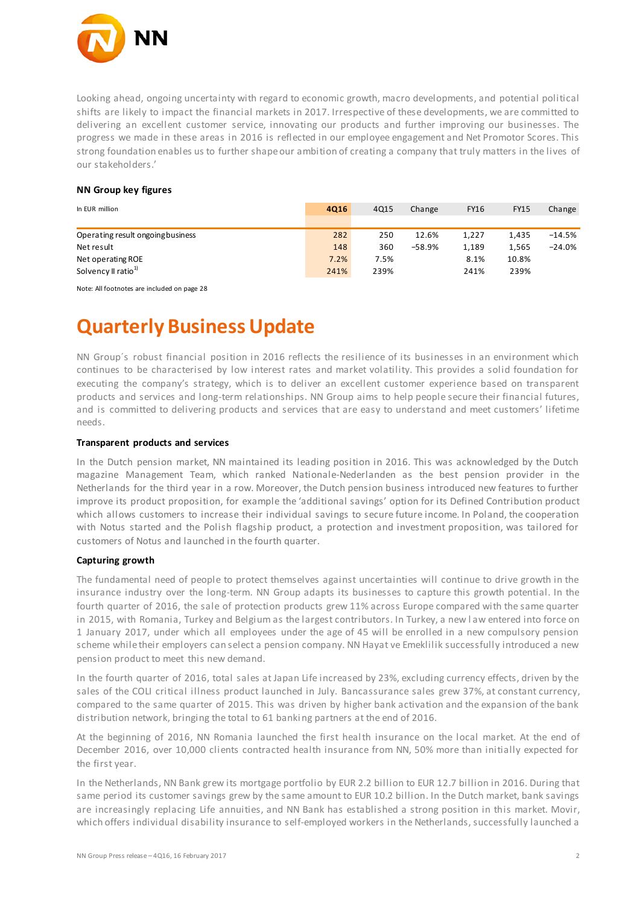Looking ahead, ongoing uncertainty with regard to economic growth, macro developments, and potential political shifts are likely to impact the financial markets in 2017. Irrespective of these developments, we are committed to delivering an excellent customer service, innovating our products and further improving our businesses. The progress we made in these areas in 2016 is reflected in our employee engagement and Net Promotor Scores. This strong foundation enables us to further shape our ambition of creating a company that truly matters in the lives of our stakeholders.'

**NN Group key figures**

| In EUR million | 4Q16 | 4Q15 | Change | FY16 | FY15 | Change |
|---|---|---|---|---|---|---|
| Operating result ongoing business | 282 | 250 | 12.6% | 1,227 | 1,435 | −14.5% |
| Net result | 148 | 360 | −58.9% | 1,189 | 1,565 | −24.0% |
| Net operating ROE | 7.2% | 7.5% | | 8.1% | 10.8% | |
| Solvency II ratio[1)] | 241% | 239% | | 241% | 239% | |

Note: All footnotes are included on page 28

# Quarterly Business Update

NN Group´s robust financial position in 2016 reflects the resilience of its businesses in an environment which continues to be characterised by low interest rates and market volatility. This provides a solid foundation for executing the company's strategy, which is to deliver an excellent customer experience based on transparent products and services and long-term relationships. NN Group aims to help people secure their financial futures, and is committed to delivering products and services that are easy to understand and meet customers' lifetime needs.

**Transparent products and services**

In the Dutch pension market, NN maintained its leading position in 2016. This was acknowledged by the Dutch magazine Management Team, which ranked Nationale-Nederlanden as the best pension provider in the Netherlands for the third year in a row. Moreover, the Dutch pension business introduced new features to further improve its product proposition, for example the 'additional savings' option for its Defined Contribution product which allows customers to increase their individual savings to secure future income. In Poland, the cooperation with Notus started and the Polish flagship product, a protection and investment proposition, was tailored for customers of Notus and launched in the fourth quarter.

**Capturing growth**

The fundamental need of people to protect themselves against uncertainties will continue to drive growth in the insurance industry over the long-term. NN Group adapts its businesses to capture this growth potential. In the fourth quarter of 2016, the sale of protection products grew 11% across Europe compared with the same quarter in 2015, with Romania, Turkey and Belgium as the largest contributors. In Turkey, a new law entered into force on 1 January 2017, under which all employees under the age of 45 will be enrolled in a new compulsory pension scheme while their employers can select a pension company. NN Hayat ve Emeklilik successfully introduced a new pension product to meet this new demand.

In the fourth quarter of 2016, total sales at Japan Life increased by 23%, excluding currency effects, driven by the sales of the COLI critical illness product launched in July. Bancassurance sales grew 37%, at constant currency, compared to the same quarter of 2015. This was driven by higher bank activation and the expansion of the bank distribution network, bringing the total to 61 banking partners at the end of 2016.

At the beginning of 2016, NN Romania launched the first health insurance on the local market. At the end of December 2016, over 10,000 clients contracted health insurance from NN, 50% more than initially expected for the first year.

In the Netherlands, NN Bank grew its mortgage portfolio by EUR 2.2 billion to EUR 12.7 billion in 2016. During that same period its customer savings grew by the same amount to EUR 10.2 billion. In the Dutch market, bank savings are increasingly replacing Life annuities, and NN Bank has established a strong position in this market. Movir, which offers individual disability insurance to self-employed workers in the Netherlands, successfully launched a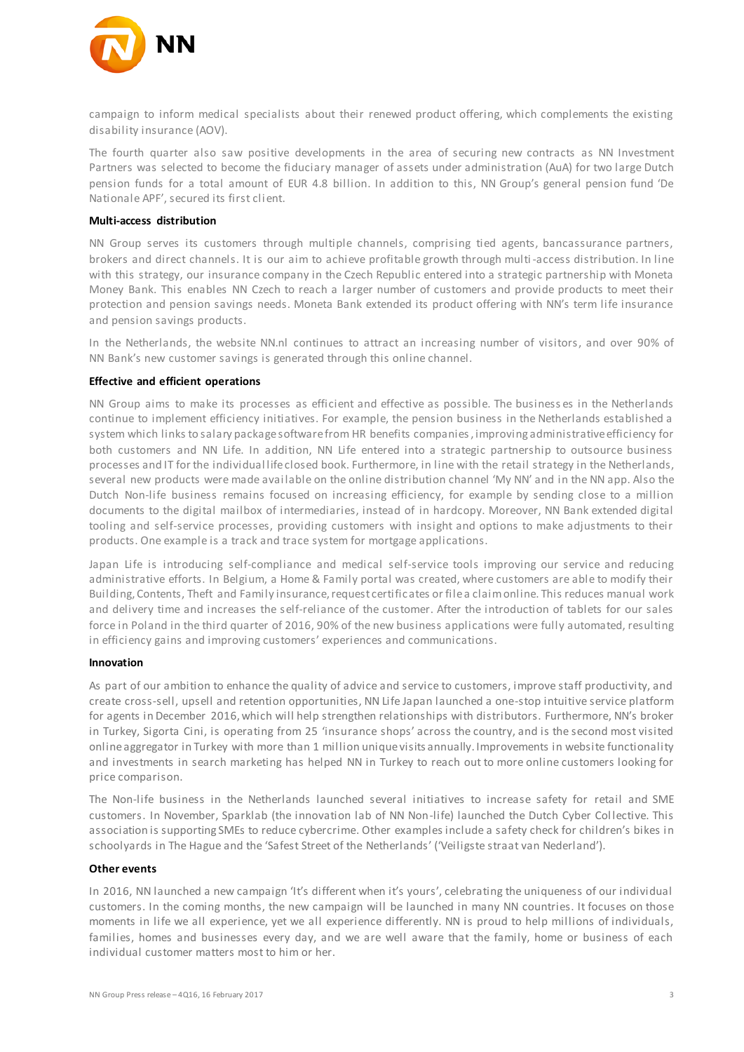campaign to inform medical specialists about their renewed product offering, which complements the existing disability insurance (AOV).

The fourth quarter also saw positive developments in the area of securing new contracts as NN Investment Partners was selected to become the fiduciary manager of assets under administration (AuA) for two large Dutch pension funds for a total amount of EUR 4.8 billion. In addition to this, NN Group's general pension fund 'De Nationale APF', secured its first client.

**Multi-access distribution**

NN Group serves its customers through multiple channels, comprising tied agents, bancassurance partners, brokers and direct channels. It is our aim to achieve profitable growth through multi-access distribution. In line with this strategy, our insurance company in the Czech Republic entered into a strategic partnership with Moneta Money Bank. This enables NN Czech to reach a larger number of customers and provide products to meet their protection and pension savings needs. Moneta Bank extended its product offering with NN's term life insurance and pension savings products.

In the Netherlands, the website NN.nl continues to attract an increasing number of visitors, and over 90% of NN Bank's new customer savings is generated through this online channel.

**Effective and efficient operations**

NN Group aims to make its processes as efficient and effective as possible. The businesses in the Netherlands continue to implement efficiency initiatives. For example, the pension business in the Netherlands established a system which links to salary package software from HR benefits companies, improving administrative efficiency for both customers and NN Life. In addition, NN Life entered into a strategic partnership to outsource business processes and IT for the individual life closed book. Furthermore, in line with the retail strategy in the Netherlands, several new products were made available on the online distribution channel 'My NN' and in the NN app. Also the Dutch Non-life business remains focused on increasing efficiency, for example by sending close to a million documents to the digital mailbox of intermediaries, instead of in hardcopy. Moreover, NN Bank extended digital tooling and self-service processes, providing customers with insight and options to make adjustments to their products. One example is a track and trace system for mortgage applications.

Japan Life is introducing self-compliance and medical self-service tools improving our service and reducing administrative efforts. In Belgium, a Home & Family portal was created, where customers are able to modify their Building, Contents, Theft and Family insurance, request certificates or file a claim online. This reduces manual work and delivery time and increases the self-reliance of the customer. After the introduction of tablets for our sales force in Poland in the third quarter of 2016, 90% of the new business applications were fully automated, resulting in efficiency gains and improving customers' experiences and communications.

**Innovation**

As part of our ambition to enhance the quality of advice and service to customers, improve staff productivity, and create cross-sell, upsell and retention opportunities, NN Life Japan launched a one-stop intuitive service platform for agents in December 2016, which will help strengthen relationships with distributors. Furthermore, NN's broker in Turkey, Sigorta Cini, is operating from 25 'insurance shops' across the country, and is the second most visited online aggregator in Turkey with more than 1 million unique visits annually. Improvements in website functionality and investments in search marketing has helped NN in Turkey to reach out to more online customers looking for price comparison.

The Non-life business in the Netherlands launched several initiatives to increase safety for retail and SME customers. In November, Sparklab (the innovation lab of NN Non-life) launched the Dutch Cyber Collective. This association is supporting SMEs to reduce cybercrime. Other examples include a safety check for children's bikes in schoolyards in The Hague and the 'Safest Street of the Netherlands' ('Veiligste straat van Nederland').

**Other events**

In 2016, NN launched a new campaign 'It's different when it's yours', celebrating the uniqueness of our individual customers. In the coming months, the new campaign will be launched in many NN countries. It focuses on those moments in life we all experience, yet we all experience differently. NN is proud to help millions of individuals, families, homes and businesses every day, and we are well aware that the family, home or business of each individual customer matters most to him or her.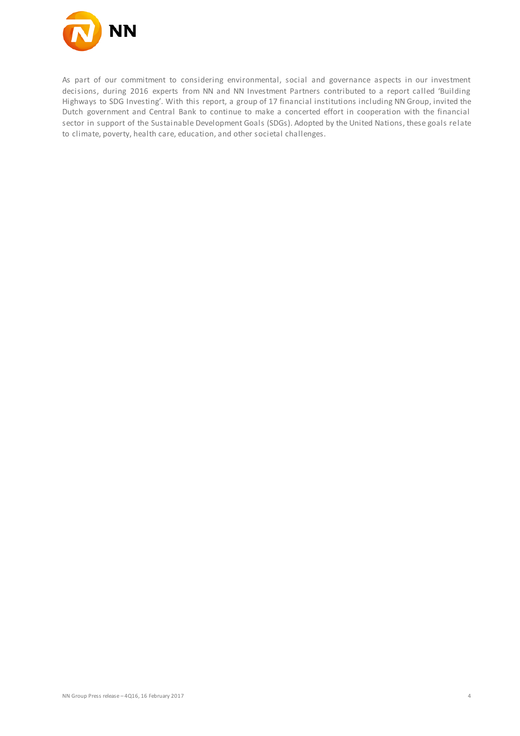As part of our commitment to considering environmental, social and governance aspects in our investment decisions, during 2016 experts from NN and NN Investment Partners contributed to a report called 'Building Highways to SDG Investing'. With this report, a group of 17 financial institutions including NN Group, invited the Dutch government and Central Bank to continue to make a concerted effort in cooperation with the financial sector in support of the Sustainable Development Goals (SDGs). Adopted by the United Nations, these goals relate to climate, poverty, health care, education, and other societal challenges.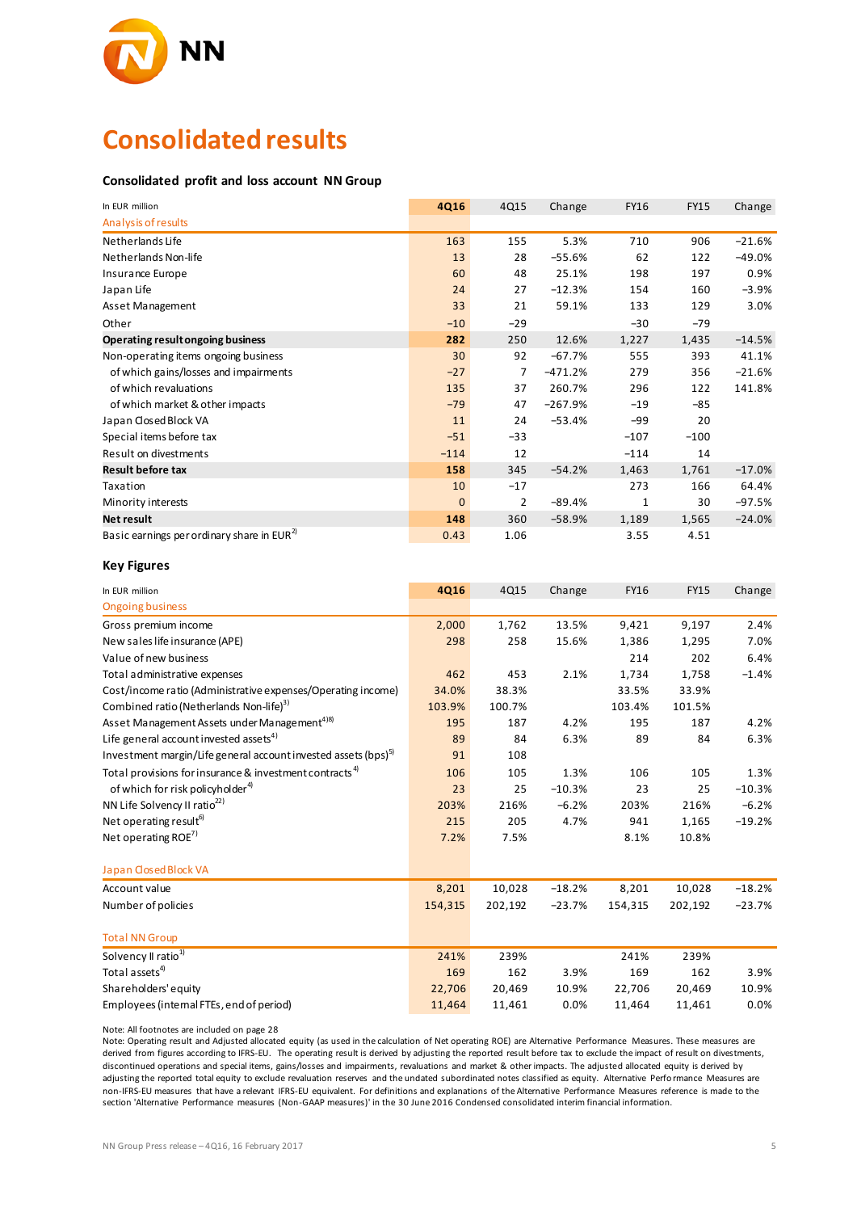# Consolidated results

### Consolidated profit and loss account NN Group

| In EUR million | 4Q16 | 4Q15 | Change | FY16 | FY15 | Change |
|---|---|---|---|---|---|---|
| Analysis of results | | | | | | |
| Netherlands Life | 163 | 155 | 5.3% | 710 | 906 | −21.6% |
| Netherlands Non-life | 13 | 28 | −55.6% | 62 | 122 | −49.0% |
| Insurance Europe | 60 | 48 | 25.1% | 198 | 197 | 0.9% |
| Japan Life | 24 | 27 | −12.3% | 154 | 160 | −3.9% |
| Asset Management | 33 | 21 | 59.1% | 133 | 129 | 3.0% |
| Other | −10 | −29 | | −30 | −79 | |
| **Operating result ongoing business** | **282** | 250 | 12.6% | 1,227 | 1,435 | −14.5% |
| Non-operating items ongoing business | 30 | 92 | −67.7% | 555 | 393 | 41.1% |
| of which gains/losses and impairments | −27 | 7 | −471.2% | 279 | 356 | −21.6% |
| of which revaluations | 135 | 37 | 260.7% | 296 | 122 | 141.8% |
| of which market & other impacts | −79 | 47 | −267.9% | −19 | −85 | |
| Japan Closed Block VA | 11 | 24 | −53.4% | −99 | 20 | |
| Special items before tax | −51 | −33 | | −107 | −100 | |
| Result on divestments | −114 | 12 | | −114 | 14 | |
| **Result before tax** | **158** | 345 | −54.2% | 1,463 | 1,761 | −17.0% |
| Taxation | 10 | −17 | | 273 | 166 | 64.4% |
| Minority interests | 0 | 2 | −89.4% | 1 | 30 | −97.5% |
| **Net result** | **148** | 360 | −58.9% | 1,189 | 1,565 | −24.0% |
| Basic earnings per ordinary share in EUR[2] | 0.43 | 1.06 | | 3.55 | 4.51 | |

### Key Figures

| In EUR million | 4Q16 | 4Q15 | Change | FY16 | FY15 | Change |
|---|---|---|---|---|---|---|
| Ongoing business | | | | | | |
| Gross premium income | 2,000 | 1,762 | 13.5% | 9,421 | 9,197 | 2.4% |
| New sales life insurance (APE) | 298 | 258 | 15.6% | 1,386 | 1,295 | 7.0% |
| Value of new business | | | | 214 | 202 | 6.4% |
| Total administrative expenses | 462 | 453 | 2.1% | 1,734 | 1,758 | −1.4% |
| Cost/income ratio (Administrative expenses/Operating income) | 34.0% | 38.3% | | 33.5% | 33.9% | |
| Combined ratio (Netherlands Non-life)[3] | 103.9% | 100.7% | | 103.4% | 101.5% | |
| Asset Management Assets under Management[4][8] | 195 | 187 | 4.2% | 195 | 187 | 4.2% |
| Life general account invested assets[4] | 89 | 84 | 6.3% | 89 | 84 | 6.3% |
| Investment margin/Life general account invested assets (bps)[5] | 91 | 108 | | | | |
| Total provisions for insurance & investment contracts[4] | 106 | 105 | 1.3% | 106 | 105 | 1.3% |
| of which for risk policyholder[4] | 23 | 25 | −10.3% | 23 | 25 | −10.3% |
| NN Life Solvency II ratio[22] | 203% | 216% | −6.2% | 203% | 216% | −6.2% |
| Net operating result[6] | 215 | 205 | 4.7% | 941 | 1,165 | −19.2% |
| Net operating ROE[7] | 7.2% | 7.5% | | 8.1% | 10.8% | |
| Japan Closed Block VA | | | | | | |
| Account value | 8,201 | 10,028 | −18.2% | 8,201 | 10,028 | −18.2% |
| Number of policies | 154,315 | 202,192 | −23.7% | 154,315 | 202,192 | −23.7% |
| Total NN Group | | | | | | |
| Solvency II ratio[1] | 241% | 239% | | 241% | 239% | |
| Total assets[4] | 169 | 162 | 3.9% | 169 | 162 | 3.9% |
| Shareholders' equity | 22,706 | 20,469 | 10.9% | 22,706 | 20,469 | 10.9% |
| Employees (internal FTEs, end of period) | 11,464 | 11,461 | 0.0% | 11,464 | 11,461 | 0.0% |

Note: All footnotes are included on page 28

Note: Operating result and Adjusted allocated equity (as used in the calculation of Net operating ROE) are Alternative Performance Measures. These measures are derived from figures according to IFRS-EU. The operating result is derived by adjusting the reported result before tax to exclude the impact of result on divestments, discontinued operations and special items, gains/losses and impairments, revaluations and market & other impacts. The adjusted allocated equity is derived by adjusting the reported total equity to exclude revaluation reserves and the undated subordinated notes classified as equity. Alternative Performance Measures are non-IFRS-EU measures that have a relevant IFRS-EU equivalent. For definitions and explanations of the Alternative Performance Measures reference is made to the section 'Alternative Performance measures (Non-GAAP measures)' in the 30 June 2016 Condensed consolidated interim financial information.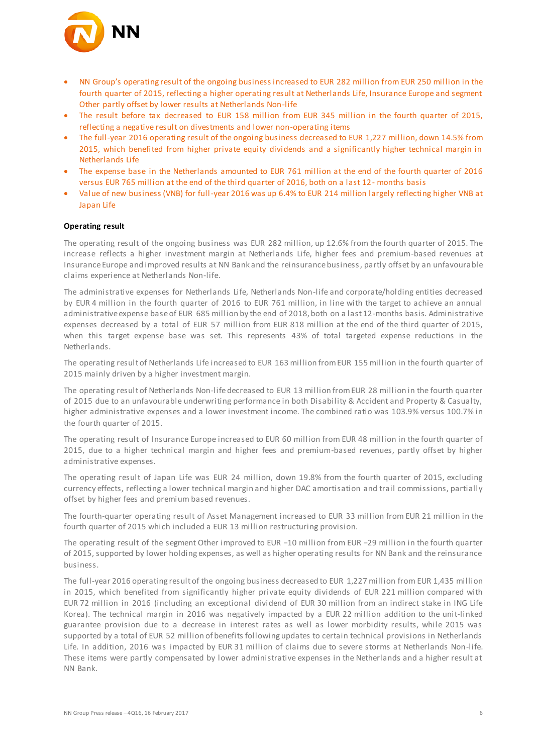- NN Group's operating result of the ongoing business increased to EUR 282 million from EUR 250 million in the fourth quarter of 2015, reflecting a higher operating result at Netherlands Life, Insurance Europe and segment Other partly offset by lower results at Netherlands Non-life
- The result before tax decreased to EUR 158 million from EUR 345 million in the fourth quarter of 2015, reflecting a negative result on divestments and lower non-operating items
- The full-year 2016 operating result of the ongoing business decreased to EUR 1,227 million, down 14.5% from 2015, which benefited from higher private equity dividends and a significantly higher technical margin in Netherlands Life
- The expense base in the Netherlands amounted to EUR 761 million at the end of the fourth quarter of 2016 versus EUR 765 million at the end of the third quarter of 2016, both on a last 12- months basis
- Value of new business (VNB) for full-year 2016 was up 6.4% to EUR 214 million largely reflecting higher VNB at Japan Life

**Operating result**

The operating result of the ongoing business was EUR 282 million, up 12.6% from the fourth quarter of 2015. The increase reflects a higher investment margin at Netherlands Life, higher fees and premium-based revenues at Insurance Europe and improved results at NN Bank and the reinsurance business, partly offset by an unfavourable claims experience at Netherlands Non-life.

The administrative expenses for Netherlands Life, Netherlands Non-life and corporate/holding entities decreased by EUR 4 million in the fourth quarter of 2016 to EUR 761 million, in line with the target to achieve an annual administrative expense base of EUR 685 million by the end of 2018, both on a last 12-months basis. Administrative expenses decreased by a total of EUR 57 million from EUR 818 million at the end of the third quarter of 2015, when this target expense base was set. This represents 43% of total targeted expense reductions in the Netherlands.

The operating result of Netherlands Life increased to EUR 163 million from EUR 155 million in the fourth quarter of 2015 mainly driven by a higher investment margin.

The operating result of Netherlands Non-life decreased to EUR 13 million from EUR 28 million in the fourth quarter of 2015 due to an unfavourable underwriting performance in both Disability & Accident and Property & Casualty, higher administrative expenses and a lower investment income. The combined ratio was 103.9% versus 100.7% in the fourth quarter of 2015.

The operating result of Insurance Europe increased to EUR 60 million from EUR 48 million in the fourth quarter of 2015, due to a higher technical margin and higher fees and premium-based revenues, partly offset by higher administrative expenses.

The operating result of Japan Life was EUR 24 million, down 19.8% from the fourth quarter of 2015, excluding currency effects, reflecting a lower technical margin and higher DAC amortisation and trail commissions, partially offset by higher fees and premium based revenues.

The fourth-quarter operating result of Asset Management increased to EUR 33 million from EUR 21 million in the fourth quarter of 2015 which included a EUR 13 million restructuring provision.

The operating result of the segment Other improved to EUR −10 million from EUR −29 million in the fourth quarter of 2015, supported by lower holding expenses, as well as higher operating results for NN Bank and the reinsurance business.

The full-year 2016 operating result of the ongoing business decreased to EUR 1,227 million from EUR 1,435 million in 2015, which benefited from significantly higher private equity dividends of EUR 221 million compared with EUR 72 million in 2016 (including an exceptional dividend of EUR 30 million from an indirect stake in ING Life Korea). The technical margin in 2016 was negatively impacted by a EUR 22 million addition to the unit-linked guarantee provision due to a decrease in interest rates as well as lower morbidity results, while 2015 was supported by a total of EUR 52 million of benefits following updates to certain technical provisions in Netherlands Life. In addition, 2016 was impacted by EUR 31 million of claims due to severe storms at Netherlands Non-life. These items were partly compensated by lower administrative expenses in the Netherlands and a higher result at NN Bank.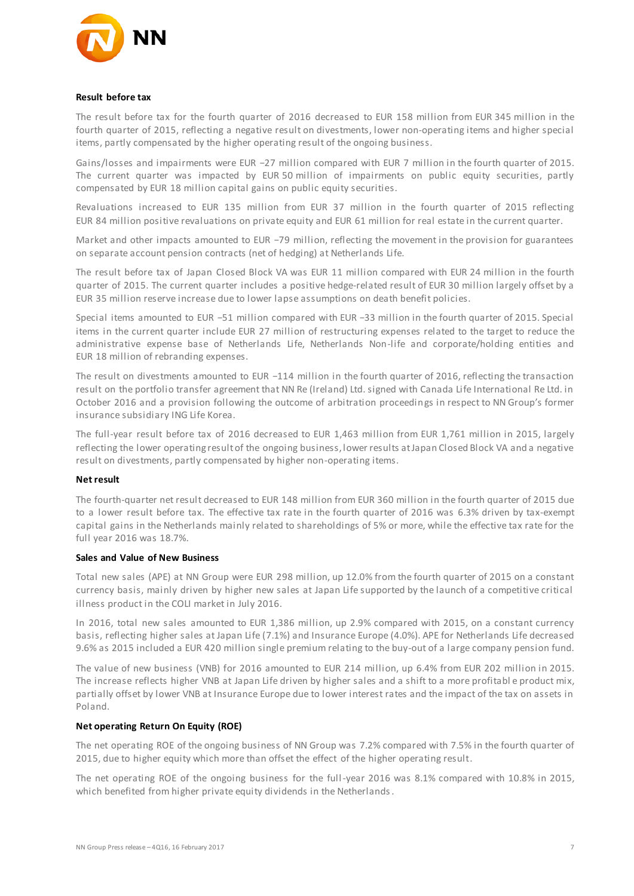**Result before tax**

The result before tax for the fourth quarter of 2016 decreased to EUR 158 million from EUR 345 million in the fourth quarter of 2015, reflecting a negative result on divestments, lower non-operating items and higher special items, partly compensated by the higher operating result of the ongoing business.

Gains/losses and impairments were EUR −27 million compared with EUR 7 million in the fourth quarter of 2015. The current quarter was impacted by EUR 50 million of impairments on public equity securities, partly compensated by EUR 18 million capital gains on public equity securities.

Revaluations increased to EUR 135 million from EUR 37 million in the fourth quarter of 2015 reflecting EUR 84 million positive revaluations on private equity and EUR 61 million for real estate in the current quarter.

Market and other impacts amounted to EUR −79 million, reflecting the movement in the provision for guarantees on separate account pension contracts (net of hedging) at Netherlands Life.

The result before tax of Japan Closed Block VA was EUR 11 million compared with EUR 24 million in the fourth quarter of 2015. The current quarter includes a positive hedge-related result of EUR 30 million largely offset by a EUR 35 million reserve increase due to lower lapse assumptions on death benefit policies.

Special items amounted to EUR −51 million compared with EUR −33 million in the fourth quarter of 2015. Special items in the current quarter include EUR 27 million of restructuring expenses related to the target to reduce the administrative expense base of Netherlands Life, Netherlands Non-life and corporate/holding entities and EUR 18 million of rebranding expenses.

The result on divestments amounted to EUR −114 million in the fourth quarter of 2016, reflecting the transaction result on the portfolio transfer agreement that NN Re (Ireland) Ltd. signed with Canada Life International Re Ltd. in October 2016 and a provision following the outcome of arbitration proceedings in respect to NN Group's former insurance subsidiary ING Life Korea.

The full-year result before tax of 2016 decreased to EUR 1,463 million from EUR 1,761 million in 2015, largely reflecting the lower operating result of the ongoing business, lower results at Japan Closed Block VA and a negative result on divestments, partly compensated by higher non-operating items.

**Net result**

The fourth-quarter net result decreased to EUR 148 million from EUR 360 million in the fourth quarter of 2015 due to a lower result before tax. The effective tax rate in the fourth quarter of 2016 was 6.3% driven by tax-exempt capital gains in the Netherlands mainly related to shareholdings of 5% or more, while the effective tax rate for the full year 2016 was 18.7%.

**Sales and Value of New Business**

Total new sales (APE) at NN Group were EUR 298 million, up 12.0% from the fourth quarter of 2015 on a constant currency basis, mainly driven by higher new sales at Japan Life supported by the launch of a competitive critical illness product in the COLI market in July 2016.

In 2016, total new sales amounted to EUR 1,386 million, up 2.9% compared with 2015, on a constant currency basis, reflecting higher sales at Japan Life (7.1%) and Insurance Europe (4.0%). APE for Netherlands Life decreased 9.6% as 2015 included a EUR 420 million single premium relating to the buy-out of a large company pension fund.

The value of new business (VNB) for 2016 amounted to EUR 214 million, up 6.4% from EUR 202 million in 2015. The increase reflects higher VNB at Japan Life driven by higher sales and a shift to a more profitable product mix, partially offset by lower VNB at Insurance Europe due to lower interest rates and the impact of the tax on assets in Poland.

**Net operating Return On Equity (ROE)**

The net operating ROE of the ongoing business of NN Group was 7.2% compared with 7.5% in the fourth quarter of 2015, due to higher equity which more than offset the effect of the higher operating result.

The net operating ROE of the ongoing business for the full-year 2016 was 8.1% compared with 10.8% in 2015, which benefited from higher private equity dividends in the Netherlands.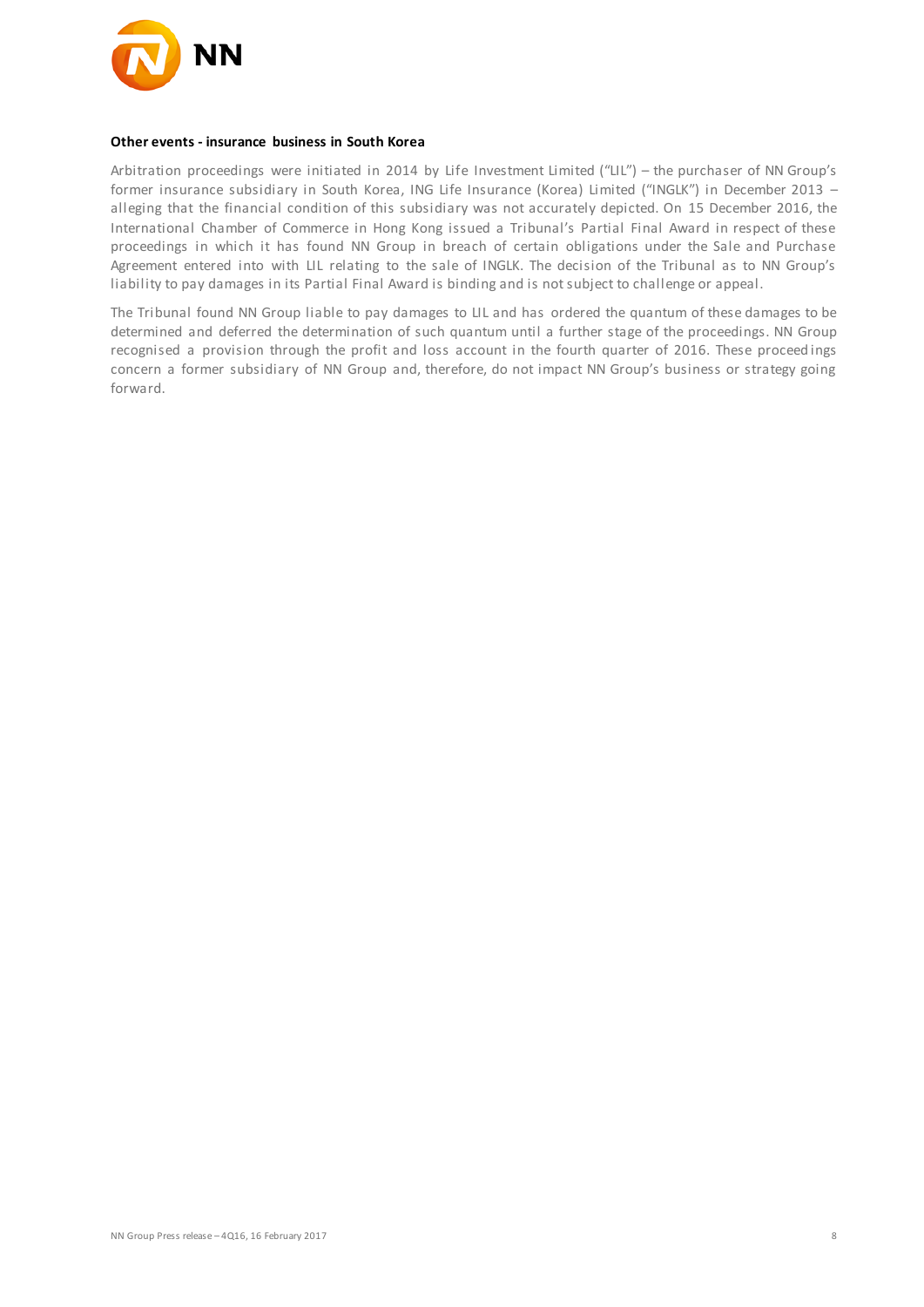**Other events - insurance business in South Korea**

Arbitration proceedings were initiated in 2014 by Life Investment Limited ("LIL") – the purchaser of NN Group's former insurance subsidiary in South Korea, ING Life Insurance (Korea) Limited ("INGLK") in December 2013 – alleging that the financial condition of this subsidiary was not accurately depicted. On 15 December 2016, the International Chamber of Commerce in Hong Kong issued a Tribunal's Partial Final Award in respect of these proceedings in which it has found NN Group in breach of certain obligations under the Sale and Purchase Agreement entered into with LIL relating to the sale of INGLK. The decision of the Tribunal as to NN Group's liability to pay damages in its Partial Final Award is binding and is not subject to challenge or appeal.

The Tribunal found NN Group liable to pay damages to LIL and has ordered the quantum of these damages to be determined and deferred the determination of such quantum until a further stage of the proceedings. NN Group recognised a provision through the profit and loss account in the fourth quarter of 2016. These proceedings concern a former subsidiary of NN Group and, therefore, do not impact NN Group's business or strategy going forward.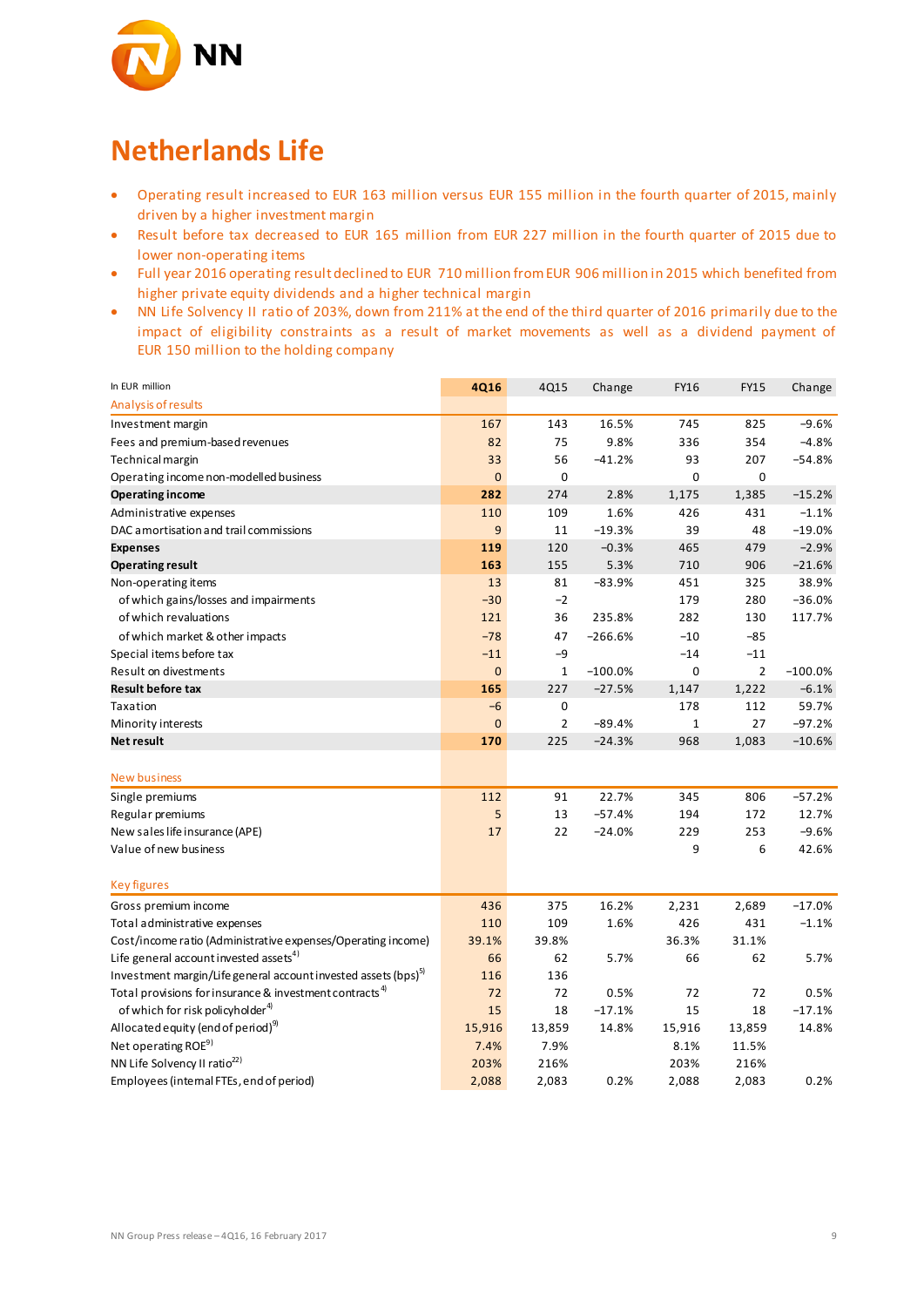# Netherlands Life

- Operating result increased to EUR 163 million versus EUR 155 million in the fourth quarter of 2015, mainly driven by a higher investment margin
- Result before tax decreased to EUR 165 million from EUR 227 million in the fourth quarter of 2015 due to lower non-operating items
- Full year 2016 operating result declined to EUR 710 million from EUR 906 million in 2015 which benefited from higher private equity dividends and a higher technical margin
- NN Life Solvency II ratio of 203%, down from 211% at the end of the third quarter of 2016 primarily due to the impact of eligibility constraints as a result of market movements as well as a dividend payment of EUR 150 million to the holding company

| In EUR million | 4Q16 | 4Q15 | Change | FY16 | FY15 | Change |
|---|---|---|---|---|---|---|
| Analysis of results | | | | | | |
| Investment margin | 167 | 143 | 16.5% | 745 | 825 | −9.6% |
| Fees and premium-based revenues | 82 | 75 | 9.8% | 336 | 354 | −4.8% |
| Technical margin | 33 | 56 | −41.2% | 93 | 207 | −54.8% |
| Operating income non-modelled business | 0 | 0 | | 0 | 0 | |
| **Operating income** | **282** | 274 | 2.8% | 1,175 | 1,385 | −15.2% |
| Administrative expenses | 110 | 109 | 1.6% | 426 | 431 | −1.1% |
| DAC amortisation and trail commissions | 9 | 11 | −19.3% | 39 | 48 | −19.0% |
| **Expenses** | **119** | 120 | −0.3% | 465 | 479 | −2.9% |
| **Operating result** | **163** | 155 | 5.3% | 710 | 906 | −21.6% |
| Non-operating items | 13 | 81 | −83.9% | 451 | 325 | 38.9% |
| of which gains/losses and impairments | −30 | −2 | | 179 | 280 | −36.0% |
| of which revaluations | 121 | 36 | 235.8% | 282 | 130 | 117.7% |
| of which market & other impacts | −78 | 47 | −266.6% | −10 | −85 | |
| Special items before tax | −11 | −9 | | −14 | −11 | |
| Result on divestments | 0 | 1 | −100.0% | 0 | 2 | −100.0% |
| **Result before tax** | **165** | 227 | −27.5% | 1,147 | 1,222 | −6.1% |
| Taxation | −6 | 0 | | 178 | 112 | 59.7% |
| Minority interests | 0 | 2 | −89.4% | 1 | 27 | −97.2% |
| **Net result** | **170** | 225 | −24.3% | 968 | 1,083 | −10.6% |
| | | | | | | |
| New business | | | | | | |
| Single premiums | 112 | 91 | 22.7% | 345 | 806 | −57.2% |
| Regular premiums | 5 | 13 | −57.4% | 194 | 172 | 12.7% |
| New sales life insurance (APE) | 17 | 22 | −24.0% | 229 | 253 | −9.6% |
| Value of new business | | | | 9 | 6 | 42.6% |
| | | | | | | |
| Key figures | | | | | | |
| Gross premium income | 436 | 375 | 16.2% | 2,231 | 2,689 | −17.0% |
| Total administrative expenses | 110 | 109 | 1.6% | 426 | 431 | −1.1% |
| Cost/income ratio (Administrative expenses/Operating income) | 39.1% | 39.8% | | 36.3% | 31.1% | |
| Life general account invested assets[4] | 66 | 62 | 5.7% | 66 | 62 | 5.7% |
| Investment margin/Life general account invested assets (bps)[5] | 116 | 136 | | | | |
| Total provisions for insurance & investment contracts[4] | 72 | 72 | 0.5% | 72 | 72 | 0.5% |
| of which for risk policyholder[4] | 15 | 18 | −17.1% | 15 | 18 | −17.1% |
| Allocated equity (end of period)[9] | 15,916 | 13,859 | 14.8% | 15,916 | 13,859 | 14.8% |
| Net operating ROE[9] | 7.4% | 7.9% | | 8.1% | 11.5% | |
| NN Life Solvency II ratio[22] | 203% | 216% | | 203% | 216% | |
| Employees (internal FTEs, end of period) | 2,088 | 2,083 | 0.2% | 2,088 | 2,083 | 0.2% |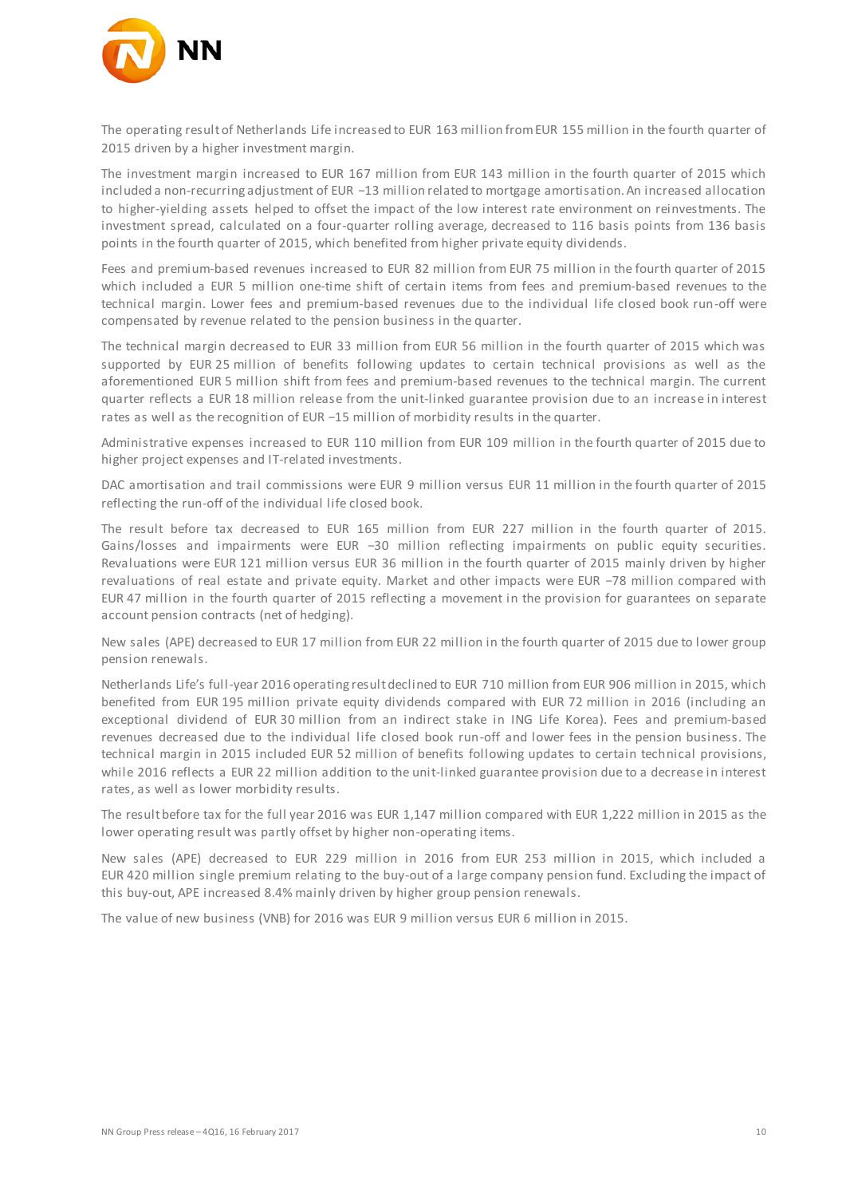The operating result of Netherlands Life increased to EUR 163 million from EUR 155 million in the fourth quarter of 2015 driven by a higher investment margin.

The investment margin increased to EUR 167 million from EUR 143 million in the fourth quarter of 2015 which included a non-recurring adjustment of EUR −13 million related to mortgage amortisation. An increased allocation to higher-yielding assets helped to offset the impact of the low interest rate environment on reinvestments. The investment spread, calculated on a four-quarter rolling average, decreased to 116 basis points from 136 basis points in the fourth quarter of 2015, which benefited from higher private equity dividends.

Fees and premium-based revenues increased to EUR 82 million from EUR 75 million in the fourth quarter of 2015 which included a EUR 5 million one-time shift of certain items from fees and premium-based revenues to the technical margin. Lower fees and premium-based revenues due to the individual life closed book run-off were compensated by revenue related to the pension business in the quarter.

The technical margin decreased to EUR 33 million from EUR 56 million in the fourth quarter of 2015 which was supported by EUR 25 million of benefits following updates to certain technical provisions as well as the aforementioned EUR 5 million shift from fees and premium-based revenues to the technical margin. The current quarter reflects a EUR 18 million release from the unit-linked guarantee provision due to an increase in interest rates as well as the recognition of EUR −15 million of morbidity results in the quarter.

Administrative expenses increased to EUR 110 million from EUR 109 million in the fourth quarter of 2015 due to higher project expenses and IT-related investments.

DAC amortisation and trail commissions were EUR 9 million versus EUR 11 million in the fourth quarter of 2015 reflecting the run-off of the individual life closed book.

The result before tax decreased to EUR 165 million from EUR 227 million in the fourth quarter of 2015. Gains/losses and impairments were EUR −30 million reflecting impairments on public equity securities. Revaluations were EUR 121 million versus EUR 36 million in the fourth quarter of 2015 mainly driven by higher revaluations of real estate and private equity. Market and other impacts were EUR −78 million compared with EUR 47 million in the fourth quarter of 2015 reflecting a movement in the provision for guarantees on separate account pension contracts (net of hedging).

New sales (APE) decreased to EUR 17 million from EUR 22 million in the fourth quarter of 2015 due to lower group pension renewals.

Netherlands Life's full-year 2016 operating result declined to EUR 710 million from EUR 906 million in 2015, which benefited from EUR 195 million private equity dividends compared with EUR 72 million in 2016 (including an exceptional dividend of EUR 30 million from an indirect stake in ING Life Korea). Fees and premium-based revenues decreased due to the individual life closed book run-off and lower fees in the pension business. The technical margin in 2015 included EUR 52 million of benefits following updates to certain technical provisions, while 2016 reflects a EUR 22 million addition to the unit-linked guarantee provision due to a decrease in interest rates, as well as lower morbidity results.

The result before tax for the full year 2016 was EUR 1,147 million compared with EUR 1,222 million in 2015 as the lower operating result was partly offset by higher non-operating items.

New sales (APE) decreased to EUR 229 million in 2016 from EUR 253 million in 2015, which included a EUR 420 million single premium relating to the buy-out of a large company pension fund. Excluding the impact of this buy-out, APE increased 8.4% mainly driven by higher group pension renewals.

The value of new business (VNB) for 2016 was EUR 9 million versus EUR 6 million in 2015.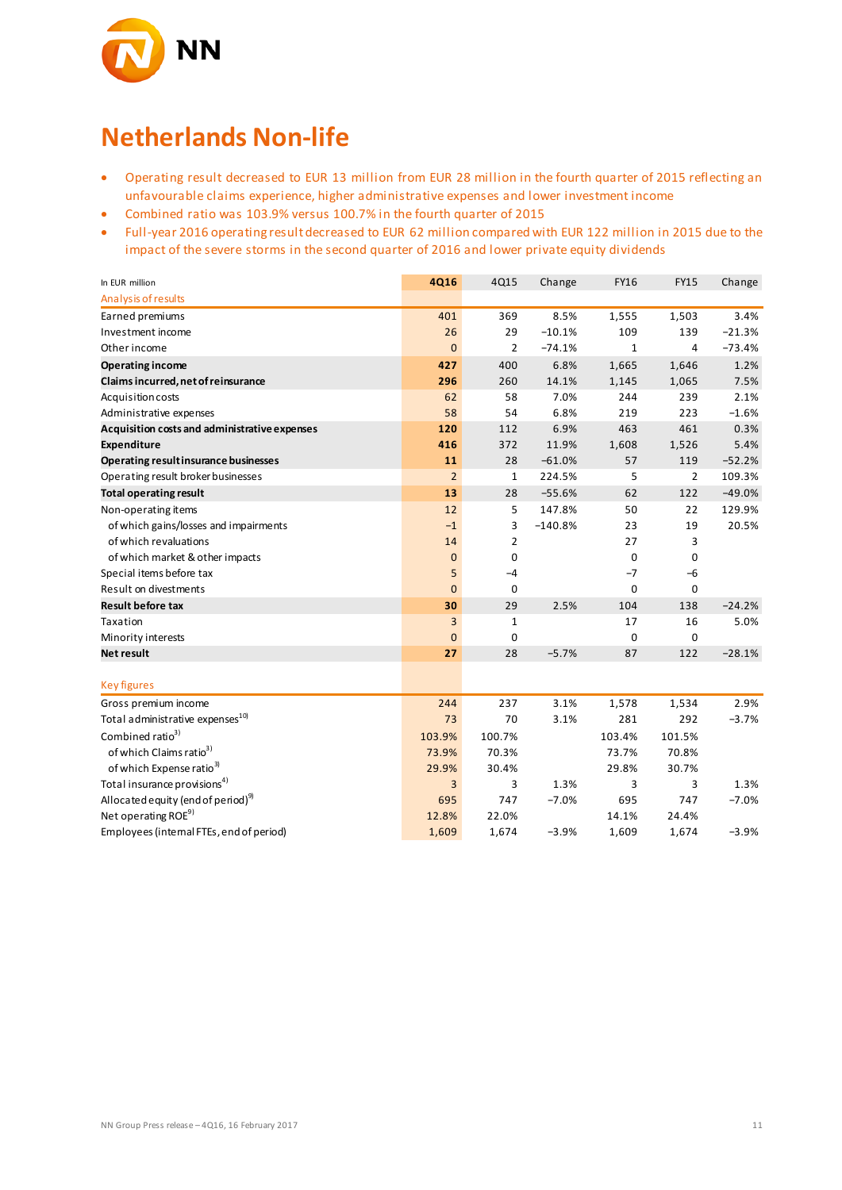# Netherlands Non-life

- Operating result decreased to EUR 13 million from EUR 28 million in the fourth quarter of 2015 reflecting an unfavourable claims experience, higher administrative expenses and lower investment income
- Combined ratio was 103.9% versus 100.7% in the fourth quarter of 2015
- Full-year 2016 operating result decreased to EUR 62 million compared with EUR 122 million in 2015 due to the impact of the severe storms in the second quarter of 2016 and lower private equity dividends

| In EUR million | 4Q16 | 4Q15 | Change | FY16 | FY15 | Change |
|---|---|---|---|---|---|---|
| Analysis of results | | | | | | |
| Earned premiums | 401 | 369 | 8.5% | 1,555 | 1,503 | 3.4% |
| Investment income | 26 | 29 | −10.1% | 109 | 139 | −21.3% |
| Other income | 0 | 2 | −74.1% | 1 | 4 | −73.4% |
| **Operating income** | **427** | 400 | 6.8% | 1,665 | 1,646 | 1.2% |
| **Claims incurred, net of reinsurance** | **296** | 260 | 14.1% | 1,145 | 1,065 | 7.5% |
| Acquisition costs | 62 | 58 | 7.0% | 244 | 239 | 2.1% |
| Administrative expenses | 58 | 54 | 6.8% | 219 | 223 | −1.6% |
| **Acquisition costs and administrative expenses** | **120** | 112 | 6.9% | 463 | 461 | 0.3% |
| **Expenditure** | **416** | 372 | 11.9% | 1,608 | 1,526 | 5.4% |
| **Operating result insurance businesses** | **11** | 28 | −61.0% | 57 | 119 | −52.2% |
| Operating result broker businesses | 2 | 1 | 224.5% | 5 | 2 | 109.3% |
| **Total operating result** | **13** | 28 | −55.6% | 62 | 122 | −49.0% |
| Non-operating items | 12 | 5 | 147.8% | 50 | 22 | 129.9% |
| of which gains/losses and impairments | −1 | 3 | −140.8% | 23 | 19 | 20.5% |
| of which revaluations | 14 | 2 | | 27 | 3 | |
| of which market & other impacts | 0 | 0 | | 0 | 0 | |
| Special items before tax | 5 | −4 | | −7 | −6 | |
| Result on divestments | 0 | 0 | | 0 | 0 | |
| **Result before tax** | **30** | 29 | 2.5% | 104 | 138 | −24.2% |
| Taxation | 3 | 1 | | 17 | 16 | 5.0% |
| Minority interests | 0 | 0 | | 0 | 0 | |
| **Net result** | **27** | 28 | −5.7% | 87 | 122 | −28.1% |
| | | | | | | |
| Key figures | | | | | | |
| Gross premium income | 244 | 237 | 3.1% | 1,578 | 1,534 | 2.9% |
| Total administrative expenses[10] | 73 | 70 | 3.1% | 281 | 292 | −3.7% |
| Combined ratio[3] | 103.9% | 100.7% | | 103.4% | 101.5% | |
| of which Claims ratio[3] | 73.9% | 70.3% | | 73.7% | 70.8% | |
| of which Expense ratio[3] | 29.9% | 30.4% | | 29.8% | 30.7% | |
| Total insurance provisions[4] | 3 | 3 | 1.3% | 3 | 3 | 1.3% |
| Allocated equity (end of period)[9] | 695 | 747 | −7.0% | 695 | 747 | −7.0% |
| Net operating ROE[9] | 12.8% | 22.0% | | 14.1% | 24.4% | |
| Employees (internal FTEs, end of period) | 1,609 | 1,674 | −3.9% | 1,609 | 1,674 | −3.9% |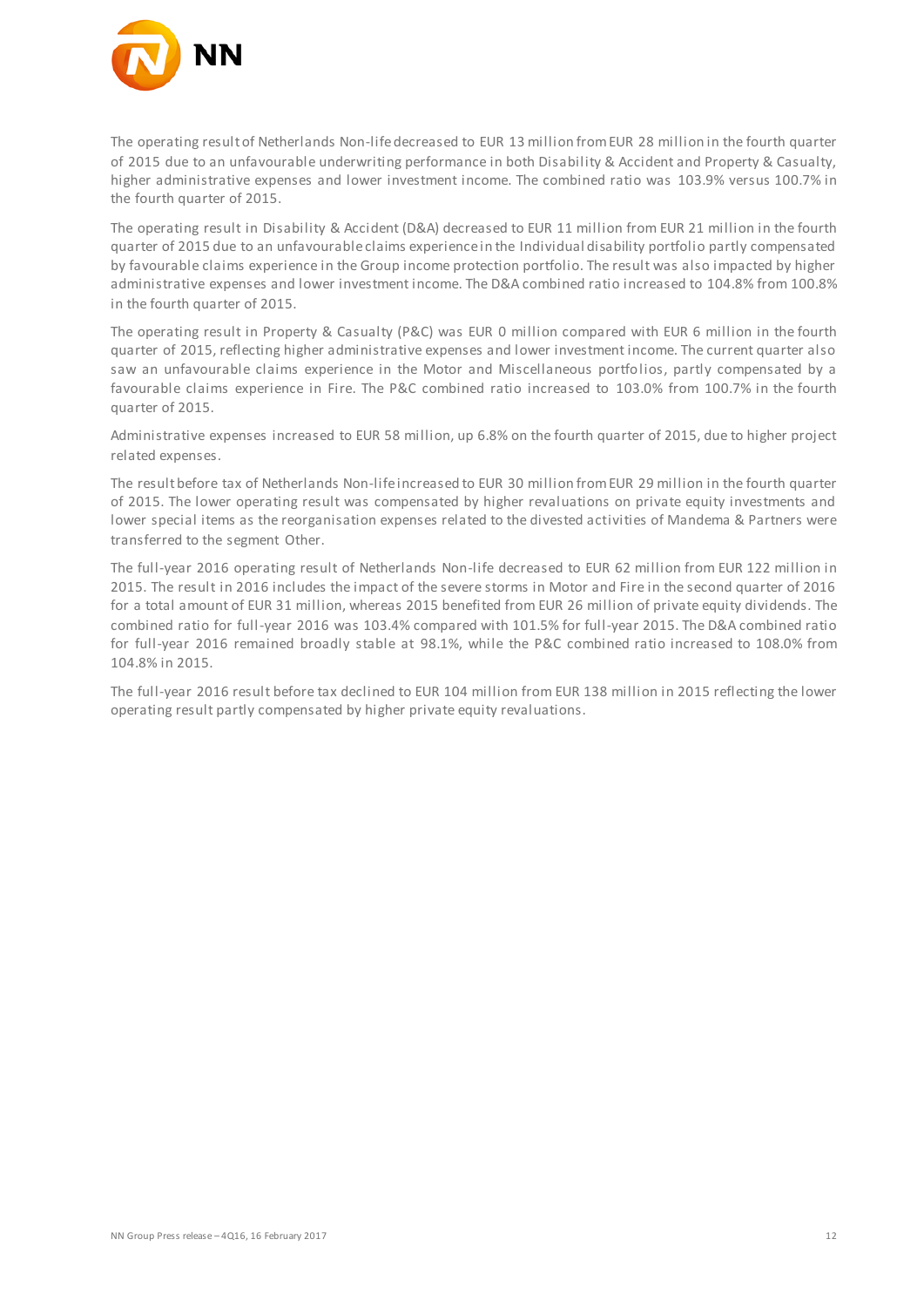The operating result of Netherlands Non-life decreased to EUR 13 million from EUR 28 million in the fourth quarter of 2015 due to an unfavourable underwriting performance in both Disability & Accident and Property & Casualty, higher administrative expenses and lower investment income. The combined ratio was 103.9% versus 100.7% in the fourth quarter of 2015.

The operating result in Disability & Accident (D&A) decreased to EUR 11 million from EUR 21 million in the fourth quarter of 2015 due to an unfavourable claims experience in the Individual disability portfolio partly compensated by favourable claims experience in the Group income protection portfolio. The result was also impacted by higher administrative expenses and lower investment income. The D&A combined ratio increased to 104.8% from 100.8% in the fourth quarter of 2015.

The operating result in Property & Casualty (P&C) was EUR 0 million compared with EUR 6 million in the fourth quarter of 2015, reflecting higher administrative expenses and lower investment income. The current quarter also saw an unfavourable claims experience in the Motor and Miscellaneous portfolios, partly compensated by a favourable claims experience in Fire. The P&C combined ratio increased to 103.0% from 100.7% in the fourth quarter of 2015.

Administrative expenses increased to EUR 58 million, up 6.8% on the fourth quarter of 2015, due to higher project related expenses.

The result before tax of Netherlands Non-life increased to EUR 30 million from EUR 29 million in the fourth quarter of 2015. The lower operating result was compensated by higher revaluations on private equity investments and lower special items as the reorganisation expenses related to the divested activities of Mandema & Partners were transferred to the segment Other.

The full-year 2016 operating result of Netherlands Non-life decreased to EUR 62 million from EUR 122 million in 2015. The result in 2016 includes the impact of the severe storms in Motor and Fire in the second quarter of 2016 for a total amount of EUR 31 million, whereas 2015 benefited from EUR 26 million of private equity dividends. The combined ratio for full-year 2016 was 103.4% compared with 101.5% for full-year 2015. The D&A combined ratio for full-year 2016 remained broadly stable at 98.1%, while the P&C combined ratio increased to 108.0% from 104.8% in 2015.

The full-year 2016 result before tax declined to EUR 104 million from EUR 138 million in 2015 reflecting the lower operating result partly compensated by higher private equity revaluations.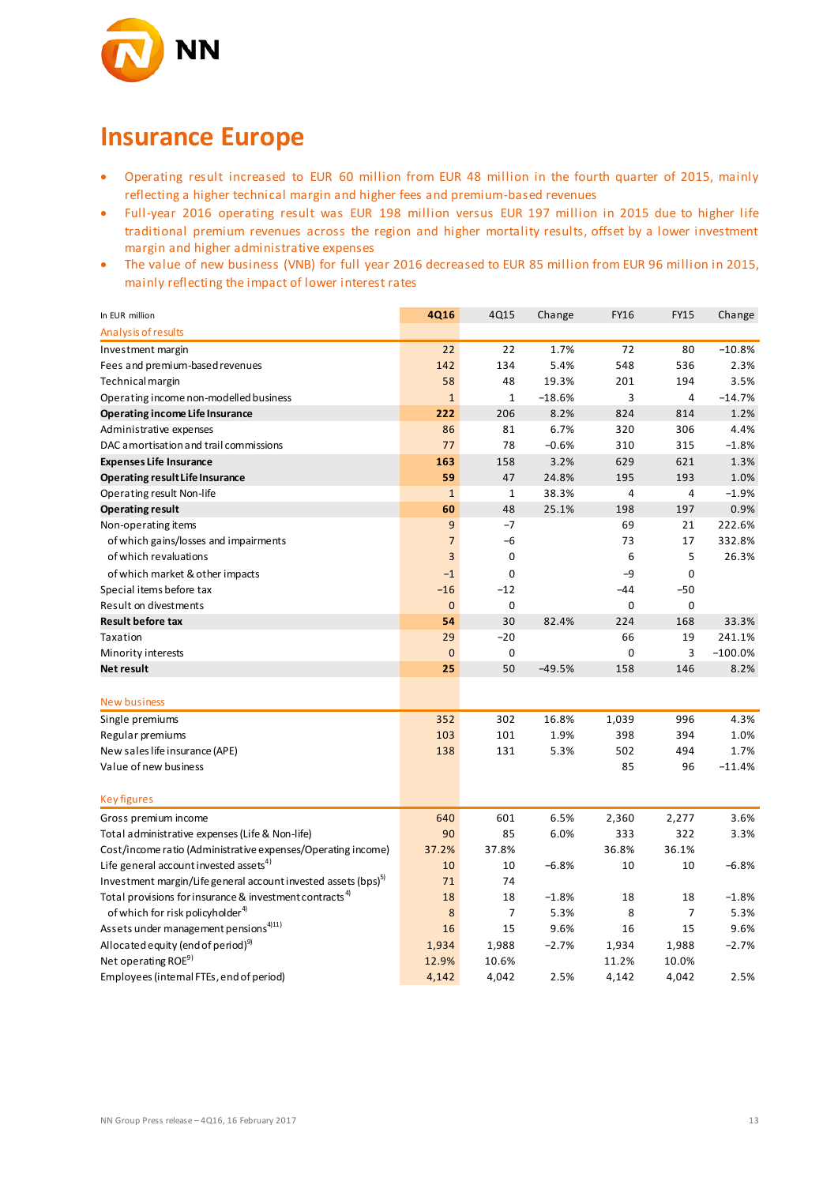# Insurance Europe

- Operating result increased to EUR 60 million from EUR 48 million in the fourth quarter of 2015, mainly reflecting a higher technical margin and higher fees and premium-based revenues
- Full-year 2016 operating result was EUR 198 million versus EUR 197 million in 2015 due to higher life traditional premium revenues across the region and higher mortality results, offset by a lower investment margin and higher administrative expenses
- The value of new business (VNB) for full year 2016 decreased to EUR 85 million from EUR 96 million in 2015, mainly reflecting the impact of lower interest rates

| In EUR million | 4Q16 | 4Q15 | Change | FY16 | FY15 | Change |
|---|---|---|---|---|---|---|
| Analysis of results | | | | | | |
| Investment margin | 22 | 22 | 1.7% | 72 | 80 | −10.8% |
| Fees and premium-based revenues | 142 | 134 | 5.4% | 548 | 536 | 2.3% |
| Technical margin | 58 | 48 | 19.3% | 201 | 194 | 3.5% |
| Operating income non-modelled business | 1 | 1 | −18.6% | 3 | 4 | −14.7% |
| **Operating income Life Insurance** | **222** | 206 | 8.2% | 824 | 814 | 1.2% |
| Administrative expenses | 86 | 81 | 6.7% | 320 | 306 | 4.4% |
| DAC amortisation and trail commissions | 77 | 78 | −0.6% | 310 | 315 | −1.8% |
| **Expenses Life Insurance** | **163** | 158 | 3.2% | 629 | 621 | 1.3% |
| **Operating result Life Insurance** | **59** | 47 | 24.8% | 195 | 193 | 1.0% |
| Operating result Non-life | 1 | 1 | 38.3% | 4 | 4 | −1.9% |
| **Operating result** | **60** | 48 | 25.1% | 198 | 197 | 0.9% |
| Non-operating items | 9 | −7 | | 69 | 21 | 222.6% |
| of which gains/losses and impairments | 7 | −6 | | 73 | 17 | 332.8% |
| of which revaluations | 3 | 0 | | 6 | 5 | 26.3% |
| of which market & other impacts | −1 | 0 | | −9 | 0 | |
| Special items before tax | −16 | −12 | | −44 | −50 | |
| Result on divestments | 0 | 0 | | 0 | 0 | |
| **Result before tax** | **54** | 30 | 82.4% | 224 | 168 | 33.3% |
| Taxation | 29 | −20 | | 66 | 19 | 241.1% |
| Minority interests | 0 | 0 | | 0 | 3 | −100.0% |
| **Net result** | **25** | 50 | −49.5% | 158 | 146 | 8.2% |
| | | | | | | |
| New business | | | | | | |
| Single premiums | 352 | 302 | 16.8% | 1,039 | 996 | 4.3% |
| Regular premiums | 103 | 101 | 1.9% | 398 | 394 | 1.0% |
| New sales life insurance (APE) | 138 | 131 | 5.3% | 502 | 494 | 1.7% |
| Value of new business | | | | 85 | 96 | −11.4% |
| | | | | | | |
| Key figures | | | | | | |
| Gross premium income | 640 | 601 | 6.5% | 2,360 | 2,277 | 3.6% |
| Total administrative expenses (Life & Non-life) | 90 | 85 | 6.0% | 333 | 322 | 3.3% |
| Cost/income ratio (Administrative expenses/Operating income) | 37.2% | 37.8% | | 36.8% | 36.1% | |
| Life general account invested assets[4] | 10 | 10 | −6.8% | 10 | 10 | −6.8% |
| Investment margin/Life general account invested assets (bps)[5] | 71 | 74 | | | | |
| Total provisions for insurance & investment contracts[4] | 18 | 18 | −1.8% | 18 | 18 | −1.8% |
| of which for risk policyholder[4] | 8 | 7 | 5.3% | 8 | 7 | 5.3% |
| Assets under management pensions[4][11] | 16 | 15 | 9.6% | 16 | 15 | 9.6% |
| Allocated equity (end of period)[9] | 1,934 | 1,988 | −2.7% | 1,934 | 1,988 | −2.7% |
| Net operating ROE[9] | 12.9% | 10.6% | | 11.2% | 10.0% | |
| Employees (internal FTEs, end of period) | 4,142 | 4,042 | 2.5% | 4,142 | 4,042 | 2.5% |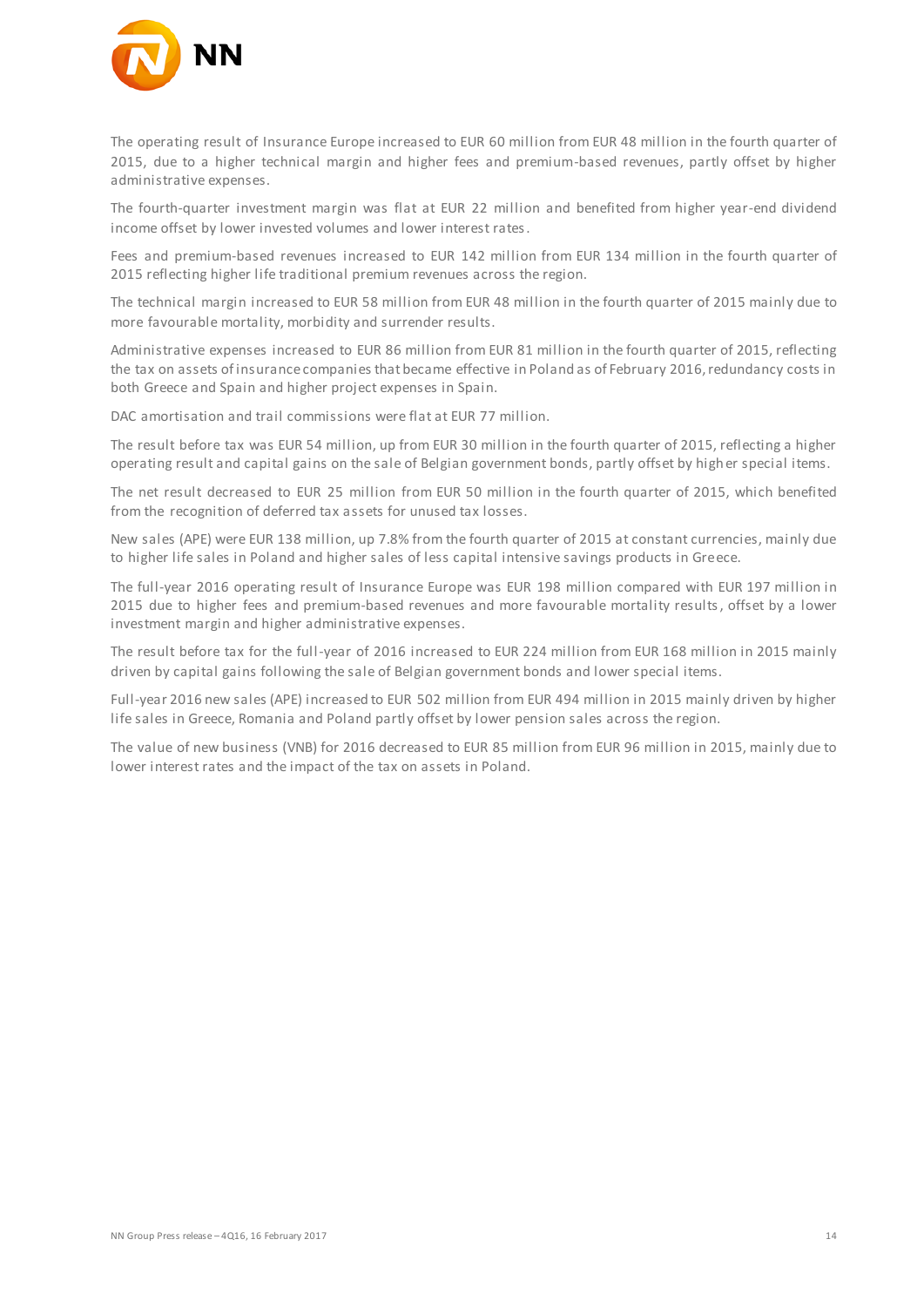The operating result of Insurance Europe increased to EUR 60 million from EUR 48 million in the fourth quarter of 2015, due to a higher technical margin and higher fees and premium-based revenues, partly offset by higher administrative expenses.

The fourth-quarter investment margin was flat at EUR 22 million and benefited from higher year-end dividend income offset by lower invested volumes and lower interest rates.

Fees and premium-based revenues increased to EUR 142 million from EUR 134 million in the fourth quarter of 2015 reflecting higher life traditional premium revenues across the region.

The technical margin increased to EUR 58 million from EUR 48 million in the fourth quarter of 2015 mainly due to more favourable mortality, morbidity and surrender results.

Administrative expenses increased to EUR 86 million from EUR 81 million in the fourth quarter of 2015, reflecting the tax on assets of insurance companies that became effective in Poland as of February 2016, redundancy costs in both Greece and Spain and higher project expenses in Spain.

DAC amortisation and trail commissions were flat at EUR 77 million.

The result before tax was EUR 54 million, up from EUR 30 million in the fourth quarter of 2015, reflecting a higher operating result and capital gains on the sale of Belgian government bonds, partly offset by higher special items.

The net result decreased to EUR 25 million from EUR 50 million in the fourth quarter of 2015, which benefited from the recognition of deferred tax assets for unused tax losses.

New sales (APE) were EUR 138 million, up 7.8% from the fourth quarter of 2015 at constant currencies, mainly due to higher life sales in Poland and higher sales of less capital intensive savings products in Greece.

The full-year 2016 operating result of Insurance Europe was EUR 198 million compared with EUR 197 million in 2015 due to higher fees and premium-based revenues and more favourable mortality results, offset by a lower investment margin and higher administrative expenses.

The result before tax for the full-year of 2016 increased to EUR 224 million from EUR 168 million in 2015 mainly driven by capital gains following the sale of Belgian government bonds and lower special items.

Full-year 2016 new sales (APE) increased to EUR 502 million from EUR 494 million in 2015 mainly driven by higher life sales in Greece, Romania and Poland partly offset by lower pension sales across the region.

The value of new business (VNB) for 2016 decreased to EUR 85 million from EUR 96 million in 2015, mainly due to lower interest rates and the impact of the tax on assets in Poland.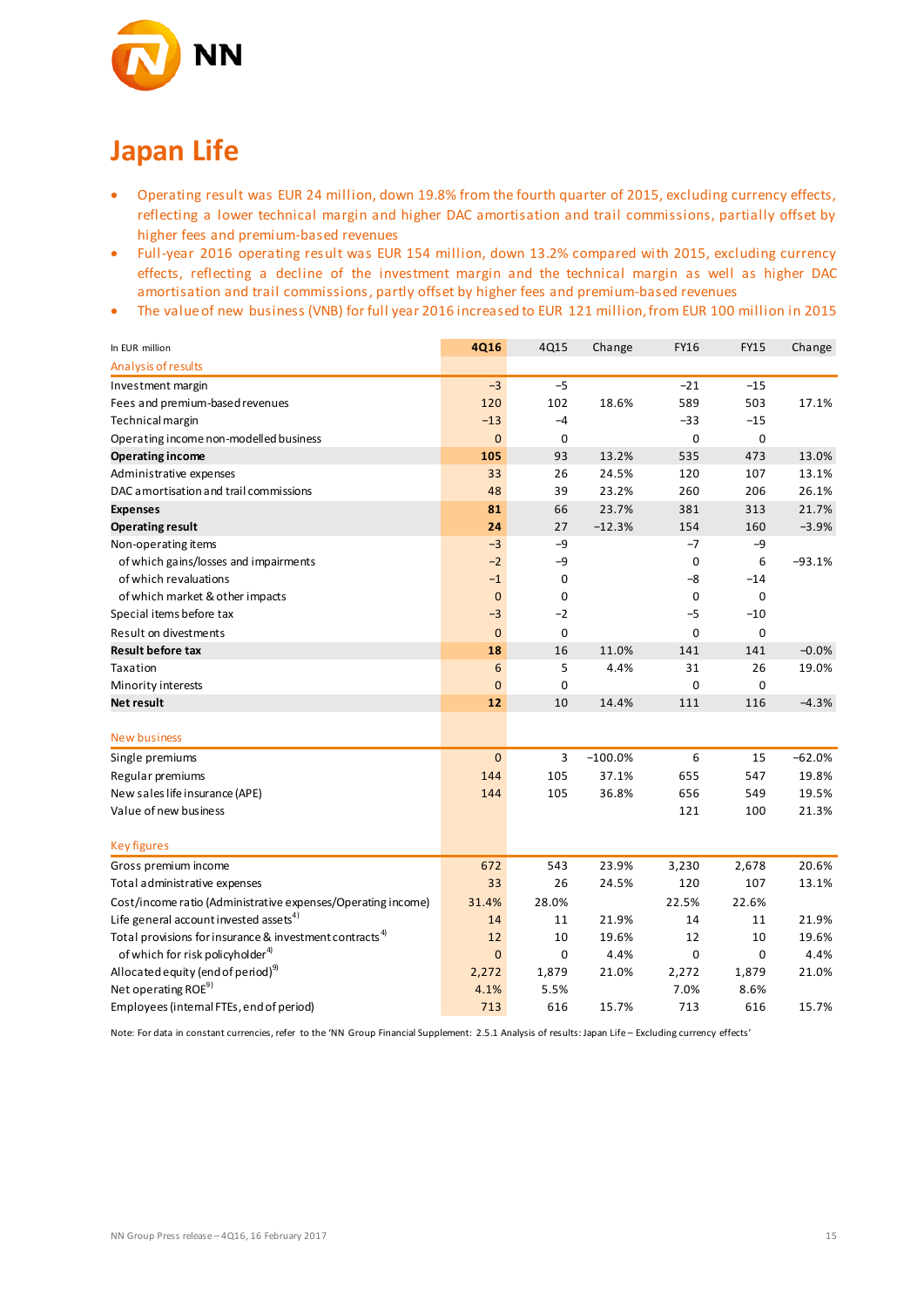# Japan Life

- Operating result was EUR 24 million, down 19.8% from the fourth quarter of 2015, excluding currency effects, reflecting a lower technical margin and higher DAC amortisation and trail commissions, partially offset by higher fees and premium-based revenues
- Full-year 2016 operating result was EUR 154 million, down 13.2% compared with 2015, excluding currency effects, reflecting a decline of the investment margin and the technical margin as well as higher DAC amortisation and trail commissions, partly offset by higher fees and premium-based revenues
- The value of new business (VNB) for full year 2016 increased to EUR 121 million, from EUR 100 million in 2015

| In EUR million | 4Q16 | 4Q15 | Change | FY16 | FY15 | Change |
|---|---|---|---|---|---|---|
| Analysis of results | | | | | | |
| Investment margin | –3 | –5 | | –21 | –15 | |
| Fees and premium-based revenues | 120 | 102 | 18.6% | 589 | 503 | 17.1% |
| Technical margin | –13 | –4 | | –33 | –15 | |
| Operating income non-modelled business | 0 | 0 | | 0 | 0 | |
| **Operating income** | **105** | 93 | 13.2% | 535 | 473 | 13.0% |
| Administrative expenses | 33 | 26 | 24.5% | 120 | 107 | 13.1% |
| DAC amortisation and trail commissions | 48 | 39 | 23.2% | 260 | 206 | 26.1% |
| **Expenses** | **81** | 66 | 23.7% | 381 | 313 | 21.7% |
| **Operating result** | **24** | 27 | –12.3% | 154 | 160 | –3.9% |
| Non-operating items | –3 | –9 | | –7 | –9 | |
| of which gains/losses and impairments | –2 | –9 | | 0 | 6 | –93.1% |
| of which revaluations | –1 | 0 | | –8 | –14 | |
| of which market & other impacts | 0 | 0 | | 0 | 0 | |
| Special items before tax | –3 | –2 | | –5 | –10 | |
| Result on divestments | 0 | 0 | | 0 | 0 | |
| **Result before tax** | **18** | 16 | 11.0% | 141 | 141 | –0.0% |
| Taxation | 6 | 5 | 4.4% | 31 | 26 | 19.0% |
| Minority interests | 0 | 0 | | 0 | 0 | |
| **Net result** | **12** | 10 | 14.4% | 111 | 116 | –4.3% |
| | | | | | | |
| New business | | | | | | |
| Single premiums | 0 | 3 | –100.0% | 6 | 15 | –62.0% |
| Regular premiums | 144 | 105 | 37.1% | 655 | 547 | 19.8% |
| New sales life insurance (APE) | 144 | 105 | 36.8% | 656 | 549 | 19.5% |
| Value of new business | | | | 121 | 100 | 21.3% |
| | | | | | | |
| Key figures | | | | | | |
| Gross premium income | 672 | 543 | 23.9% | 3,230 | 2,678 | 20.6% |
| Total administrative expenses | 33 | 26 | 24.5% | 120 | 107 | 13.1% |
| Cost/income ratio (Administrative expenses/Operating income) | 31.4% | 28.0% | | 22.5% | 22.6% | |
| Life general account invested assets[4] | 14 | 11 | 21.9% | 14 | 11 | 21.9% |
| Total provisions for insurance & investment contracts[4] | 12 | 10 | 19.6% | 12 | 10 | 19.6% |
| of which for risk policyholder[4] | 0 | 0 | 4.4% | 0 | 0 | 4.4% |
| Allocated equity (end of period)[9] | 2,272 | 1,879 | 21.0% | 2,272 | 1,879 | 21.0% |
| Net operating ROE[9] | 4.1% | 5.5% | | 7.0% | 8.6% | |
| Employees (internal FTEs, end of period) | 713 | 616 | 15.7% | 713 | 616 | 15.7% |

Note: For data in constant currencies, refer to the 'NN Group Financial Supplement: 2.5.1 Analysis of results: Japan Life – Excluding currency effects'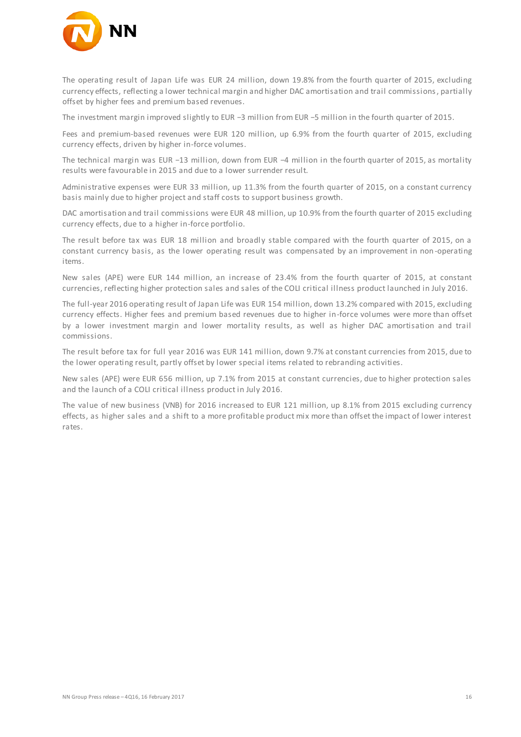The operating result of Japan Life was EUR 24 million, down 19.8% from the fourth quarter of 2015, excluding currency effects, reflecting a lower technical margin and higher DAC amortisation and trail commissions, partially offset by higher fees and premium based revenues.

The investment margin improved slightly to EUR −3 million from EUR −5 million in the fourth quarter of 2015.

Fees and premium-based revenues were EUR 120 million, up 6.9% from the fourth quarter of 2015, excluding currency effects, driven by higher in-force volumes.

The technical margin was EUR −13 million, down from EUR −4 million in the fourth quarter of 2015, as mortality results were favourable in 2015 and due to a lower surrender result.

Administrative expenses were EUR 33 million, up 11.3% from the fourth quarter of 2015, on a constant currency basis mainly due to higher project and staff costs to support business growth.

DAC amortisation and trail commissions were EUR 48 million, up 10.9% from the fourth quarter of 2015 excluding currency effects, due to a higher in-force portfolio.

The result before tax was EUR 18 million and broadly stable compared with the fourth quarter of 2015, on a constant currency basis, as the lower operating result was compensated by an improvement in non-operating items.

New sales (APE) were EUR 144 million, an increase of 23.4% from the fourth quarter of 2015, at constant currencies, reflecting higher protection sales and sales of the COLI critical illness product launched in July 2016.

The full-year 2016 operating result of Japan Life was EUR 154 million, down 13.2% compared with 2015, excluding currency effects. Higher fees and premium based revenues due to higher in-force volumes were more than offset by a lower investment margin and lower mortality results, as well as higher DAC amortisation and trail commissions.

The result before tax for full year 2016 was EUR 141 million, down 9.7% at constant currencies from 2015, due to the lower operating result, partly offset by lower special items related to rebranding activities.

New sales (APE) were EUR 656 million, up 7.1% from 2015 at constant currencies, due to higher protection sales and the launch of a COLI critical illness product in July 2016.

The value of new business (VNB) for 2016 increased to EUR 121 million, up 8.1% from 2015 excluding currency effects, as higher sales and a shift to a more profitable product mix more than offset the impact of lower interest rates.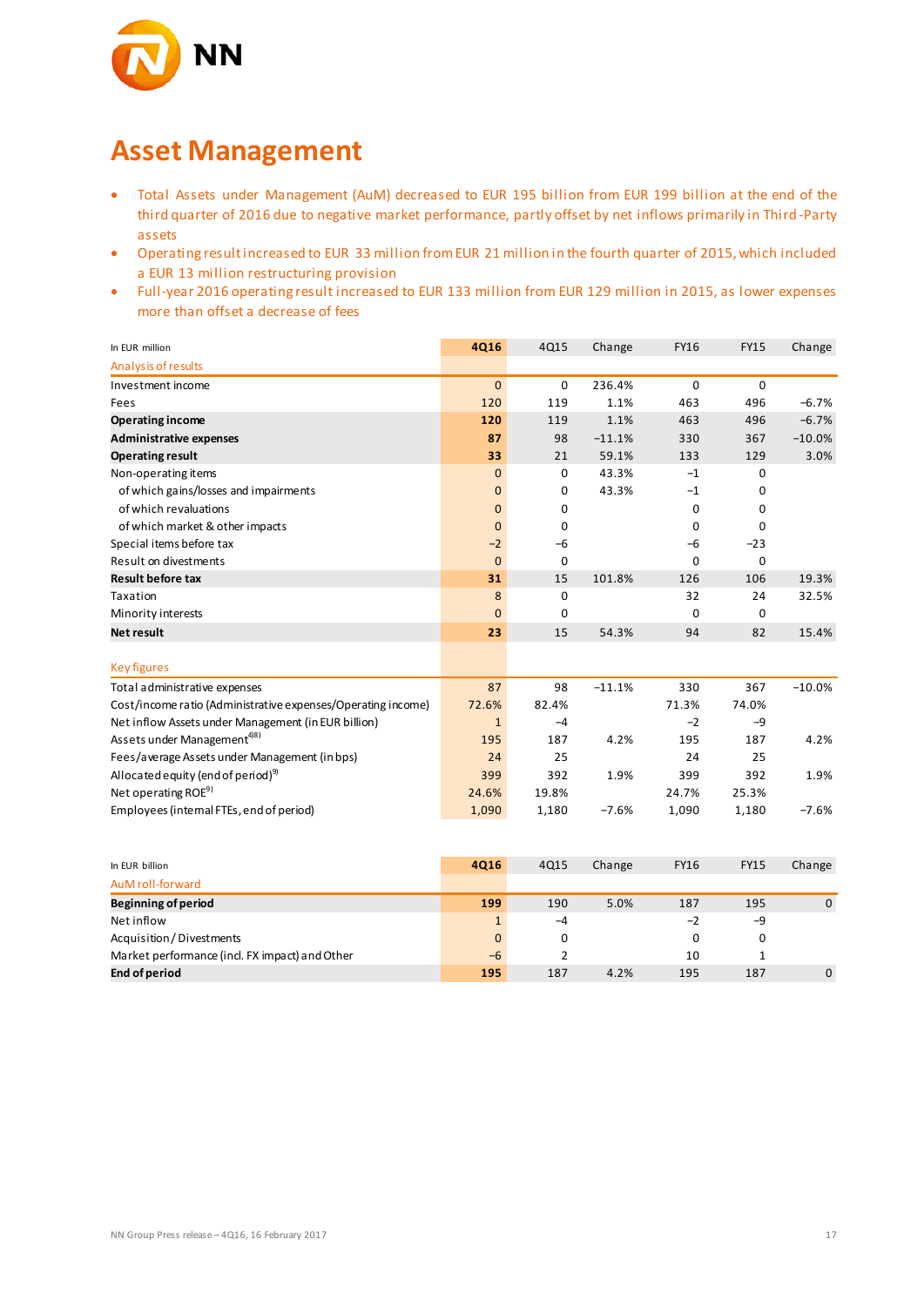# Asset Management

- Total Assets under Management (AuM) decreased to EUR 195 billion from EUR 199 billion at the end of the third quarter of 2016 due to negative market performance, partly offset by net inflows primarily in Third-Party assets
- Operating result increased to EUR 33 million from EUR 21 million in the fourth quarter of 2015, which included a EUR 13 million restructuring provision
- Full-year 2016 operating result increased to EUR 133 million from EUR 129 million in 2015, as lower expenses more than offset a decrease of fees

| In EUR million | 4Q16 | 4Q15 | Change | FY16 | FY15 | Change |
|---|---|---|---|---|---|---|
| Analysis of results | | | | | | |
| Investment income | 0 | 0 | 236.4% | 0 | 0 | |
| Fees | 120 | 119 | 1.1% | 463 | 496 | -6.7% |
| **Operating income** | **120** | 119 | 1.1% | 463 | 496 | -6.7% |
| **Administrative expenses** | **87** | 98 | -11.1% | 330 | 367 | -10.0% |
| **Operating result** | **33** | 21 | 59.1% | 133 | 129 | 3.0% |
| Non-operating items | 0 | 0 | 43.3% | -1 | 0 | |
| of which gains/losses and impairments | 0 | 0 | 43.3% | -1 | 0 | |
| of which revaluations | 0 | 0 | | 0 | 0 | |
| of which market & other impacts | 0 | 0 | | 0 | 0 | |
| Special items before tax | -2 | -6 | | -6 | -23 | |
| Result on divestments | 0 | 0 | | 0 | 0 | |
| **Result before tax** | **31** | 15 | 101.8% | 126 | 106 | 19.3% |
| Taxation | 8 | 0 | | 32 | 24 | 32.5% |
| Minority interests | 0 | 0 | | 0 | 0 | |
| **Net result** | **23** | 15 | 54.3% | 94 | 82 | 15.4% |
| Key figures | | | | | | |
| Total administrative expenses | 87 | 98 | -11.1% | 330 | 367 | -10.0% |
| Cost/income ratio (Administrative expenses/Operating income) | 72.6% | 82.4% | | 71.3% | 74.0% | |
| Net inflow Assets under Management (in EUR billion) | 1 | -4 | | -2 | -9 | |
| Assets under Management[4)8)] | 195 | 187 | 4.2% | 195 | 187 | 4.2% |
| Fees/average Assets under Management (in bps) | 24 | 25 | | 24 | 25 | |
| Allocated equity (end of period)[9)] | 399 | 392 | 1.9% | 399 | 392 | 1.9% |
| Net operating ROE[9)] | 24.6% | 19.8% | | 24.7% | 25.3% | |
| Employees (internal FTEs, end of period) | 1,090 | 1,180 | -7.6% | 1,090 | 1,180 | -7.6% |

| In EUR billion | 4Q16 | 4Q15 | Change | FY16 | FY15 | Change |
|---|---|---|---|---|---|---|
| AuM roll-forward | | | | | | |
| **Beginning of period** | **199** | 190 | 5.0% | 187 | 195 | 0 |
| Net inflow | 1 | -4 | | -2 | -9 | |
| Acquisition / Divestments | 0 | 0 | | 0 | 0 | |
| Market performance (incl. FX impact) and Other | -6 | 2 | | 10 | 1 | |
| **End of period** | **195** | 187 | 4.2% | 195 | 187 | 0 |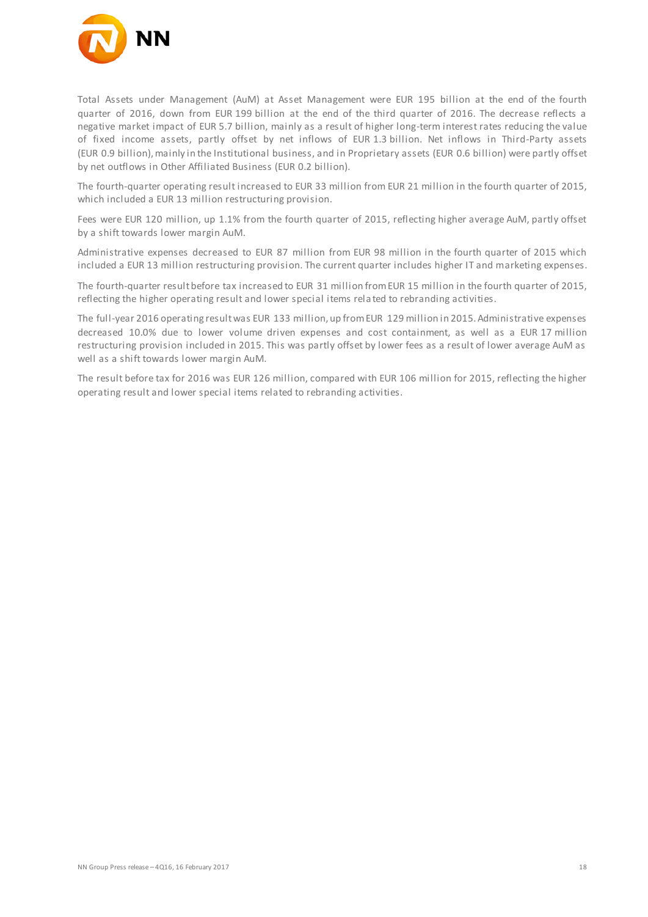Total Assets under Management (AuM) at Asset Management were EUR 195 billion at the end of the fourth quarter of 2016, down from EUR 199 billion at the end of the third quarter of 2016. The decrease reflects a negative market impact of EUR 5.7 billion, mainly as a result of higher long-term interest rates reducing the value of fixed income assets, partly offset by net inflows of EUR 1.3 billion. Net inflows in Third-Party assets (EUR 0.9 billion), mainly in the Institutional business, and in Proprietary assets (EUR 0.6 billion) were partly offset by net outflows in Other Affiliated Business (EUR 0.2 billion).

The fourth-quarter operating result increased to EUR 33 million from EUR 21 million in the fourth quarter of 2015, which included a EUR 13 million restructuring provision.

Fees were EUR 120 million, up 1.1% from the fourth quarter of 2015, reflecting higher average AuM, partly offset by a shift towards lower margin AuM.

Administrative expenses decreased to EUR 87 million from EUR 98 million in the fourth quarter of 2015 which included a EUR 13 million restructuring provision. The current quarter includes higher IT and marketing expenses.

The fourth-quarter result before tax increased to EUR 31 million from EUR 15 million in the fourth quarter of 2015, reflecting the higher operating result and lower special items related to rebranding activities.

The full-year 2016 operating result was EUR 133 million, up from EUR 129 million in 2015. Administrative expenses decreased 10.0% due to lower volume driven expenses and cost containment, as well as a EUR 17 million restructuring provision included in 2015. This was partly offset by lower fees as a result of lower average AuM as well as a shift towards lower margin AuM.

The result before tax for 2016 was EUR 126 million, compared with EUR 106 million for 2015, reflecting the higher operating result and lower special items related to rebranding activities.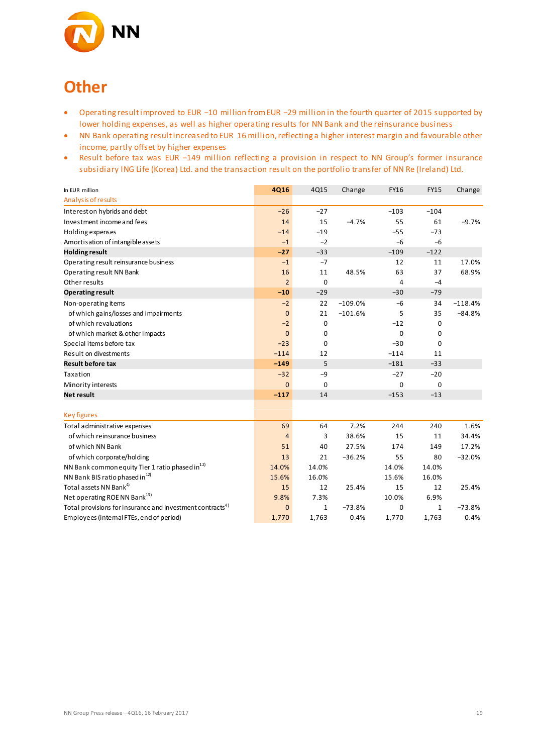# Other

- Operating result improved to EUR −10 million from EUR −29 million in the fourth quarter of 2015 supported by lower holding expenses, as well as higher operating results for NN Bank and the reinsurance business
- NN Bank operating result increased to EUR 16 million, reflecting a higher interest margin and favourable other income, partly offset by higher expenses
- Result before tax was EUR −149 million reflecting a provision in respect to NN Group's former insurance subsidiary ING Life (Korea) Ltd. and the transaction result on the portfolio transfer of NN Re (Ireland) Ltd.

| In EUR million | 4Q16 | 4Q15 | Change | FY16 | FY15 | Change |
|---|---|---|---|---|---|---|
| Analysis of results | | | | | | |
| Interest on hybrids and debt | −26 | −27 | | −103 | −104 | |
| Investment income and fees | 14 | 15 | −4.7% | 55 | 61 | −9.7% |
| Holding expenses | −14 | −19 | | −55 | −73 | |
| Amortisation of intangible assets | −1 | −2 | | −6 | −6 | |
| **Holding result** | **−27** | −33 | | −109 | −122 | |
| Operating result reinsurance business | −1 | −7 | | 12 | 11 | 17.0% |
| Operating result NN Bank | 16 | 11 | 48.5% | 63 | 37 | 68.9% |
| Other results | 2 | 0 | | 4 | −4 | |
| **Operating result** | **−10** | −29 | | −30 | −79 | |
| Non-operating items | −2 | 22 | −109.0% | −6 | 34 | −118.4% |
| of which gains/losses and impairments | 0 | 21 | −101.6% | 5 | 35 | −84.8% |
| of which revaluations | −2 | 0 | | −12 | 0 | |
| of which market & other impacts | 0 | 0 | | 0 | 0 | |
| Special items before tax | −23 | 0 | | −30 | 0 | |
| Result on divestments | −114 | 12 | | −114 | 11 | |
| **Result before tax** | **−149** | 5 | | −181 | −33 | |
| Taxation | −32 | −9 | | −27 | −20 | |
| Minority interests | 0 | 0 | | 0 | 0 | |
| **Net result** | **−117** | 14 | | −153 | −13 | |
| | | | | | | |
| Key figures | | | | | | |
| Total administrative expenses | 69 | 64 | 7.2% | 244 | 240 | 1.6% |
| of which reinsurance business | 4 | 3 | 38.6% | 15 | 11 | 34.4% |
| of which NN Bank | 51 | 40 | 27.5% | 174 | 149 | 17.2% |
| of which corporate/holding | 13 | 21 | −36.2% | 55 | 80 | −32.0% |
| NN Bank common equity Tier 1 ratio phased in[12] | 14.0% | 14.0% | | 14.0% | 14.0% | |
| NN Bank BIS ratio phased in[12] | 15.6% | 16.0% | | 15.6% | 16.0% | |
| Total assets NN Bank[4] | 15 | 12 | 25.4% | 15 | 12 | 25.4% |
| Net operating ROE NN Bank[13] | 9.8% | 7.3% | | 10.0% | 6.9% | |
| Total provisions for insurance and investment contracts[4] | 0 | 1 | −73.8% | 0 | 1 | −73.8% |
| Employees (internal FTEs, end of period) | 1,770 | 1,763 | 0.4% | 1,770 | 1,763 | 0.4% |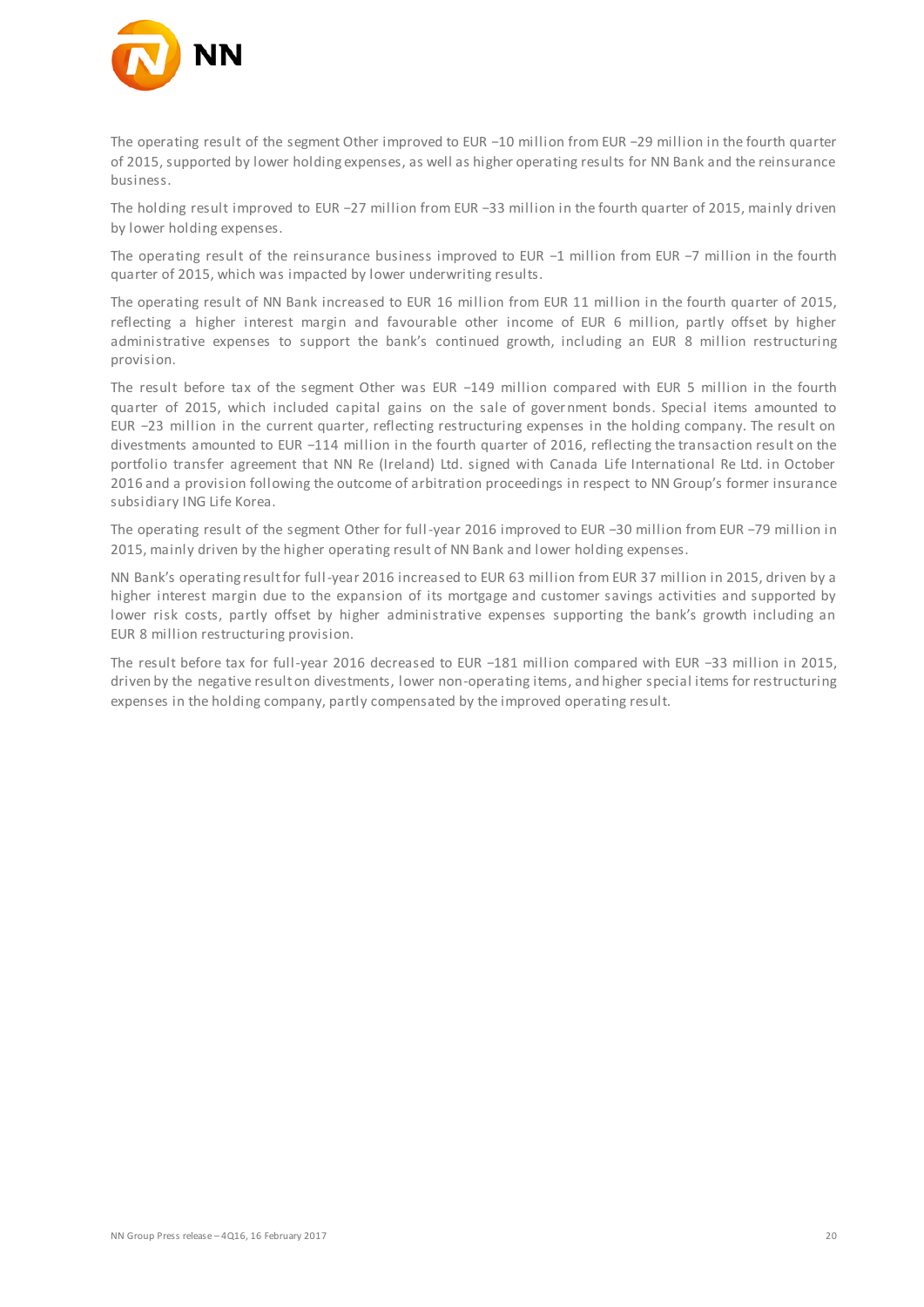The operating result of the segment Other improved to EUR −10 million from EUR −29 million in the fourth quarter of 2015, supported by lower holding expenses, as well as higher operating results for NN Bank and the reinsurance business.

The holding result improved to EUR −27 million from EUR −33 million in the fourth quarter of 2015, mainly driven by lower holding expenses.

The operating result of the reinsurance business improved to EUR −1 million from EUR −7 million in the fourth quarter of 2015, which was impacted by lower underwriting results.

The operating result of NN Bank increased to EUR 16 million from EUR 11 million in the fourth quarter of 2015, reflecting a higher interest margin and favourable other income of EUR 6 million, partly offset by higher administrative expenses to support the bank's continued growth, including an EUR 8 million restructuring provision.

The result before tax of the segment Other was EUR −149 million compared with EUR 5 million in the fourth quarter of 2015, which included capital gains on the sale of government bonds. Special items amounted to EUR −23 million in the current quarter, reflecting restructuring expenses in the holding company. The result on divestments amounted to EUR −114 million in the fourth quarter of 2016, reflecting the transaction result on the portfolio transfer agreement that NN Re (Ireland) Ltd. signed with Canada Life International Re Ltd. in October 2016 and a provision following the outcome of arbitration proceedings in respect to NN Group's former insurance subsidiary ING Life Korea.

The operating result of the segment Other for full-year 2016 improved to EUR −30 million from EUR −79 million in 2015, mainly driven by the higher operating result of NN Bank and lower holding expenses.

NN Bank's operating result for full-year 2016 increased to EUR 63 million from EUR 37 million in 2015, driven by a higher interest margin due to the expansion of its mortgage and customer savings activities and supported by lower risk costs, partly offset by higher administrative expenses supporting the bank's growth including an EUR 8 million restructuring provision.

The result before tax for full-year 2016 decreased to EUR −181 million compared with EUR −33 million in 2015, driven by the negative result on divestments, lower non-operating items, and higher special items for restructuring expenses in the holding company, partly compensated by the improved operating result.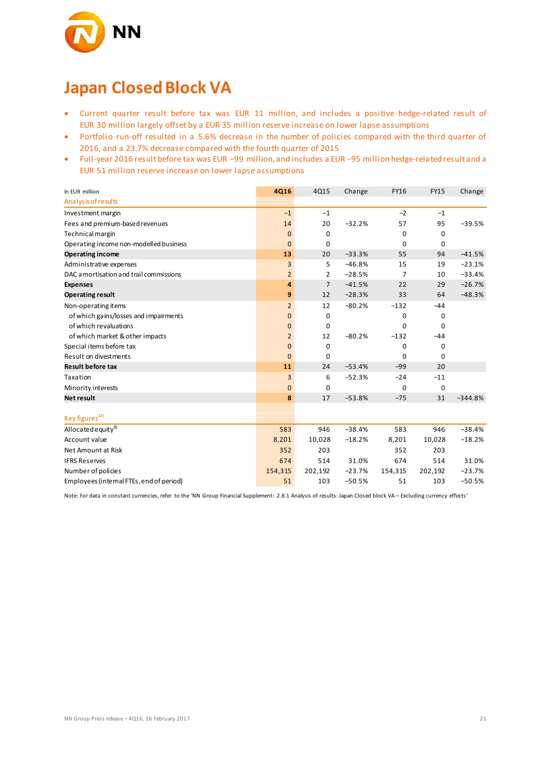# Japan Closed Block VA

- Current quarter result before tax was EUR 11 million, and includes a positive hedge-related result of EUR 30 million largely offset by a EUR 35 million reserve increase on lower lapse assumptions
- Portfolio run-off resulted in a 5.6% decrease in the number of policies compared with the third quarter of 2016, and a 23.7% decrease compared with the fourth quarter of 2015
- Full-year 2016 result before tax was EUR –99 million, and includes a EUR –95 million hedge-related result and a EUR 51 million reserve increase on lower lapse assumptions

| In EUR million | 4Q16 | 4Q15 | Change | FY16 | FY15 | Change |
|---|---|---|---|---|---|---|
| Analysis of results | | | | | | |
| Investment margin | –1 | –1 | | –2 | –1 | |
| Fees and premium-based revenues | 14 | 20 | –32.2% | 57 | 95 | –39.5% |
| Technical margin | 0 | 0 | | 0 | 0 | |
| Operating income non-modelled business | 0 | 0 | | 0 | 0 | |
| **Operating income** | **13** | 20 | –33.3% | 55 | 94 | –41.5% |
| Administrative expenses | 3 | 5 | –46.8% | 15 | 19 | –23.1% |
| DAC amortisation and trail commissions | 2 | 2 | –28.5% | 7 | 10 | –33.4% |
| **Expenses** | **4** | 7 | –41.5% | 22 | 29 | –26.7% |
| **Operating result** | **9** | 12 | –28.3% | 33 | 64 | –48.3% |
| Non-operating items | 2 | 12 | –80.2% | –132 | –44 | |
| of which gains/losses and impairments | 0 | 0 | | 0 | 0 | |
| of which revaluations | 0 | 0 | | 0 | 0 | |
| of which market & other impacts | 2 | 12 | –80.2% | –132 | –44 | |
| Special items before tax | 0 | 0 | | 0 | 0 | |
| Result on divestments | 0 | 0 | | 0 | 0 | |
| **Result before tax** | **11** | 24 | –53.4% | –99 | 20 | |
| Taxation | 3 | 6 | –52.3% | –24 | –11 | |
| Minority interests | 0 | 0 | | 0 | 0 | |
| **Net result** | **8** | 17 | –53.8% | –75 | 31 | –344.8% |
| | | | | | | |
| Key figures[14] | | | | | | |
| Allocated equity[9] | 583 | 946 | –38.4% | 583 | 946 | –38.4% |
| Account value | 8,201 | 10,028 | –18.2% | 8,201 | 10,028 | –18.2% |
| Net Amount at Risk | 352 | 203 | | 352 | 203 | |
| IFRS Reserves | 674 | 514 | 31.0% | 674 | 514 | 31.0% |
| Number of policies | 154,315 | 202,192 | –23.7% | 154,315 | 202,192 | –23.7% |
| Employees (internal FTEs, end of period) | 51 | 103 | –50.5% | 51 | 103 | –50.5% |

Note: For data in constant currencies, refer to the 'NN Group Financial Supplement: 2.8.1 Analysis of results: Japan Closed block VA – Excluding currency effects'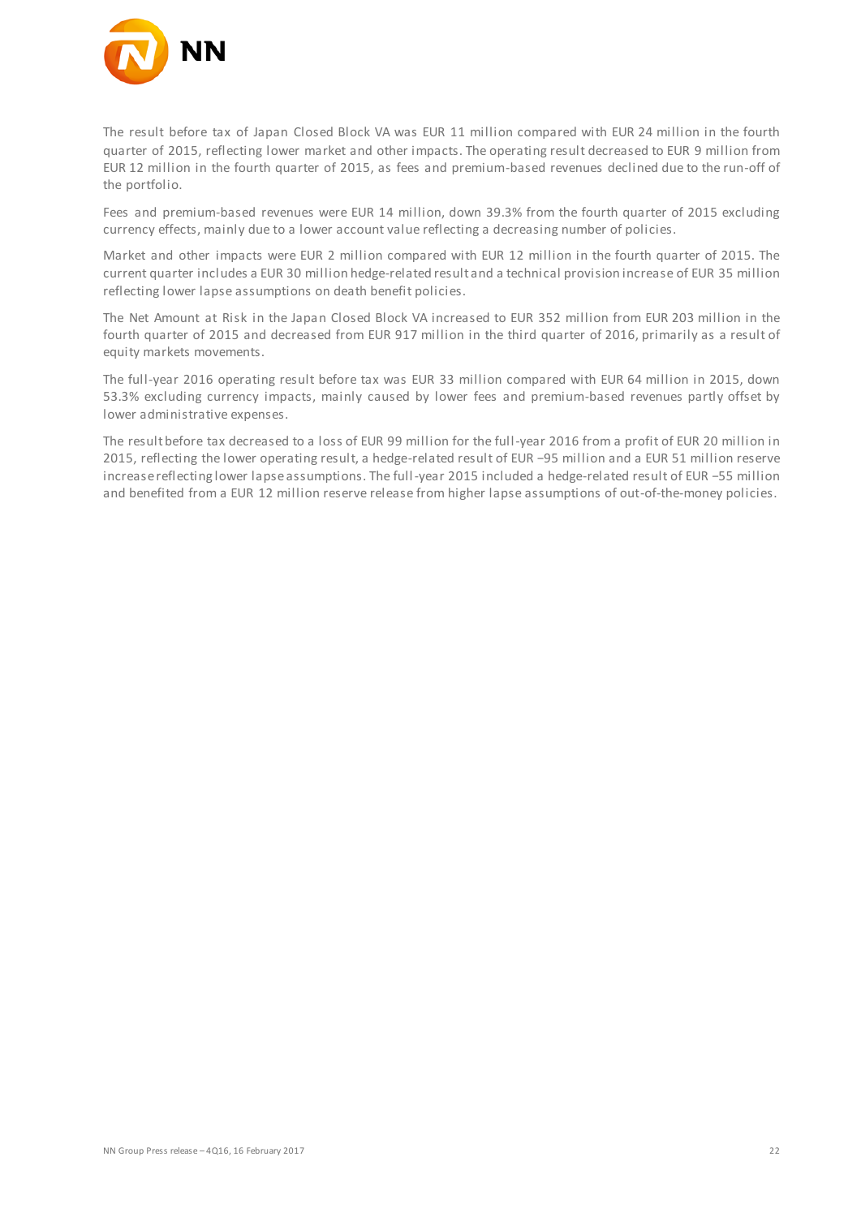The result before tax of Japan Closed Block VA was EUR 11 million compared with EUR 24 million in the fourth quarter of 2015, reflecting lower market and other impacts. The operating result decreased to EUR 9 million from EUR 12 million in the fourth quarter of 2015, as fees and premium-based revenues declined due to the run-off of the portfolio.

Fees and premium-based revenues were EUR 14 million, down 39.3% from the fourth quarter of 2015 excluding currency effects, mainly due to a lower account value reflecting a decreasing number of policies.

Market and other impacts were EUR 2 million compared with EUR 12 million in the fourth quarter of 2015. The current quarter includes a EUR 30 million hedge-related result and a technical provision increase of EUR 35 million reflecting lower lapse assumptions on death benefit policies.

The Net Amount at Risk in the Japan Closed Block VA increased to EUR 352 million from EUR 203 million in the fourth quarter of 2015 and decreased from EUR 917 million in the third quarter of 2016, primarily as a result of equity markets movements.

The full-year 2016 operating result before tax was EUR 33 million compared with EUR 64 million in 2015, down 53.3% excluding currency impacts, mainly caused by lower fees and premium-based revenues partly offset by lower administrative expenses.

The result before tax decreased to a loss of EUR 99 million for the full-year 2016 from a profit of EUR 20 million in 2015, reflecting the lower operating result, a hedge-related result of EUR –95 million and a EUR 51 million reserve increase reflecting lower lapse assumptions. The full-year 2015 included a hedge-related result of EUR –55 million and benefited from a EUR 12 million reserve release from higher lapse assumptions of out-of-the-money policies.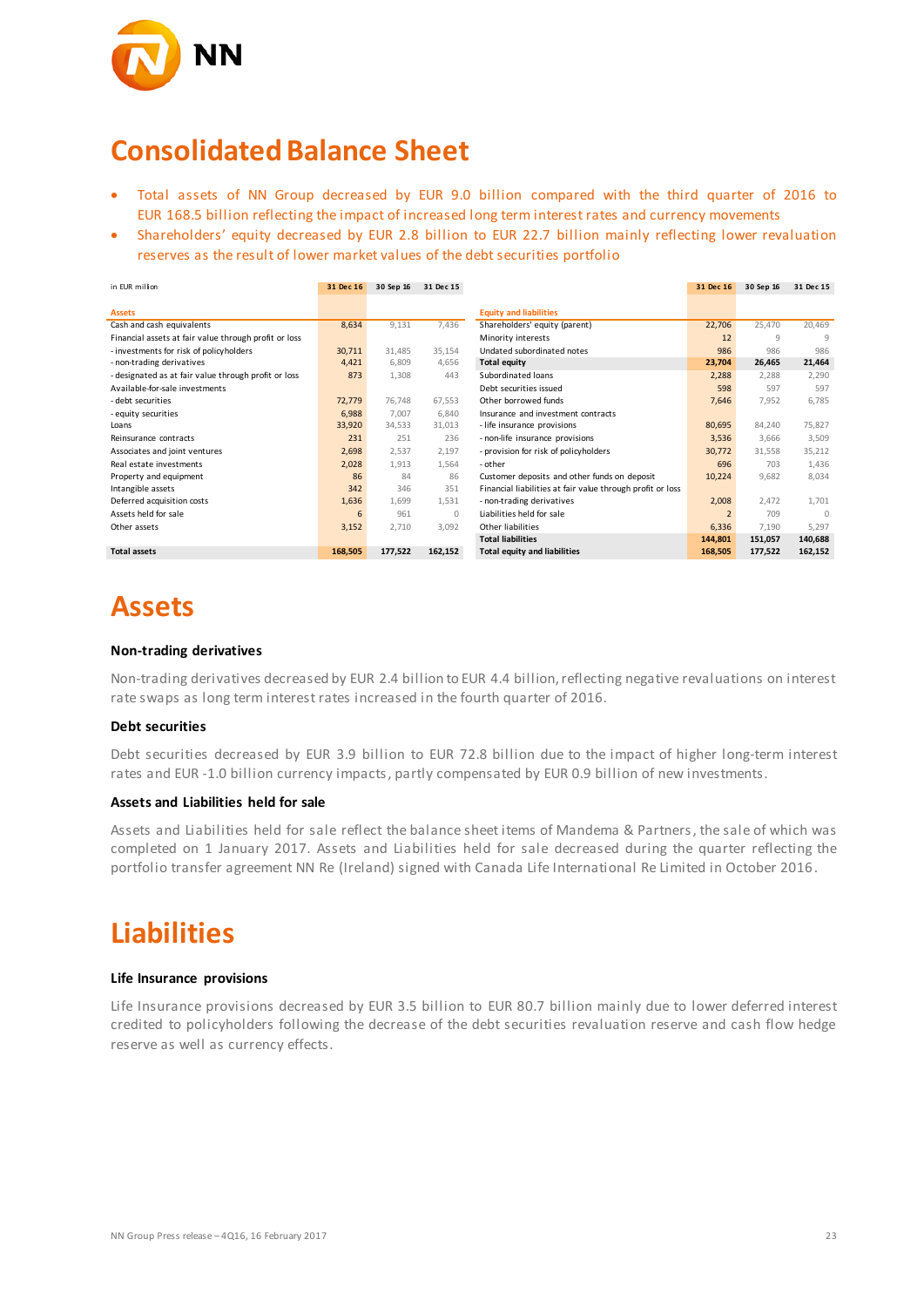# Consolidated Balance Sheet

- Total assets of NN Group decreased by EUR 9.0 billion compared with the third quarter of 2016 to EUR 168.5 billion reflecting the impact of increased long term interest rates and currency movements
- Shareholders' equity decreased by EUR 2.8 billion to EUR 22.7 billion mainly reflecting lower revaluation reserves as the result of lower market values of the debt securities portfolio

| in EUR million | 31 Dec 16 | 30 Sep 16 | 31 Dec 15 | | 31 Dec 16 | 30 Sep 16 | 31 Dec 15 |
|---|---|---|---|---|---|---|---|
| **Assets** | | | | **Equity and liabilities** | | | |
| Cash and cash equivalents | 8,634 | 9,131 | 7,436 | Shareholders' equity (parent) | 22,706 | 25,470 | 20,469 |
| Financial assets at fair value through profit or loss | | | | Minority interests | 12 | 9 | 9 |
| - investments for risk of policyholders | 30,711 | 31,485 | 35,154 | Undated subordinated notes | 986 | 986 | 986 |
| - non-trading derivatives | 4,421 | 6,809 | 4,656 | **Total equity** | **23,704** | **26,465** | **21,464** |
| - designated as at fair value through profit or loss | 873 | 1,308 | 443 | Subordinated loans | 2,288 | 2,288 | 2,290 |
| Available-for-sale investments | | | | Debt securities issued | 598 | 597 | 597 |
| - debt securities | 72,779 | 76,748 | 67,553 | Other borrowed funds | 7,646 | 7,952 | 6,785 |
| - equity securities | 6,988 | 7,007 | 6,840 | Insurance and investment contracts | | | |
| Loans | 33,920 | 34,533 | 31,013 | - life insurance provisions | 80,695 | 84,240 | 75,827 |
| Reinsurance contracts | 231 | 251 | 236 | - non-life insurance provisions | 3,536 | 3,666 | 3,509 |
| Associates and joint ventures | 2,698 | 2,537 | 2,197 | - provision for risk of policyholders | 30,772 | 31,558 | 35,212 |
| Real estate investments | 2,028 | 1,913 | 1,564 | - other | 696 | 703 | 1,436 |
| Property and equipment | 86 | 84 | 86 | Customer deposits and other funds on deposit | 10,224 | 9,682 | 8,034 |
| Intangible assets | 342 | 346 | 351 | Financial liabilities at fair value through profit or loss | | | |
| Deferred acquisition costs | 1,636 | 1,699 | 1,531 | - non-trading derivatives | 2,008 | 2,472 | 1,701 |
| Assets held for sale | 6 | 961 | 0 | Liabilities held for sale | 2 | 709 | 0 |
| Other assets | 3,152 | 2,710 | 3,092 | Other liabilities | 6,336 | 7,190 | 5,297 |
| | | | | **Total liabilities** | **144,801** | **151,057** | **140,688** |
| **Total assets** | **168,505** | **177,522** | **162,152** | **Total equity and liabilities** | **168,505** | **177,522** | **162,152** |

# Assets

### Non-trading derivatives

Non-trading derivatives decreased by EUR 2.4 billion to EUR 4.4 billion, reflecting negative revaluations on interest rate swaps as long term interest rates increased in the fourth quarter of 2016.

### Debt securities

Debt securities decreased by EUR 3.9 billion to EUR 72.8 billion due to the impact of higher long-term interest rates and EUR -1.0 billion currency impacts, partly compensated by EUR 0.9 billion of new investments.

### Assets and Liabilities held for sale

Assets and Liabilities held for sale reflect the balance sheet items of Mandema & Partners, the sale of which was completed on 1 January 2017. Assets and Liabilities held for sale decreased during the quarter reflecting the portfolio transfer agreement NN Re (Ireland) signed with Canada Life International Re Limited in October 2016.

# Liabilities

### Life Insurance provisions

Life Insurance provisions decreased by EUR 3.5 billion to EUR 80.7 billion mainly due to lower deferred interest credited to policyholders following the decrease of the debt securities revaluation reserve and cash flow hedge reserve as well as currency effects.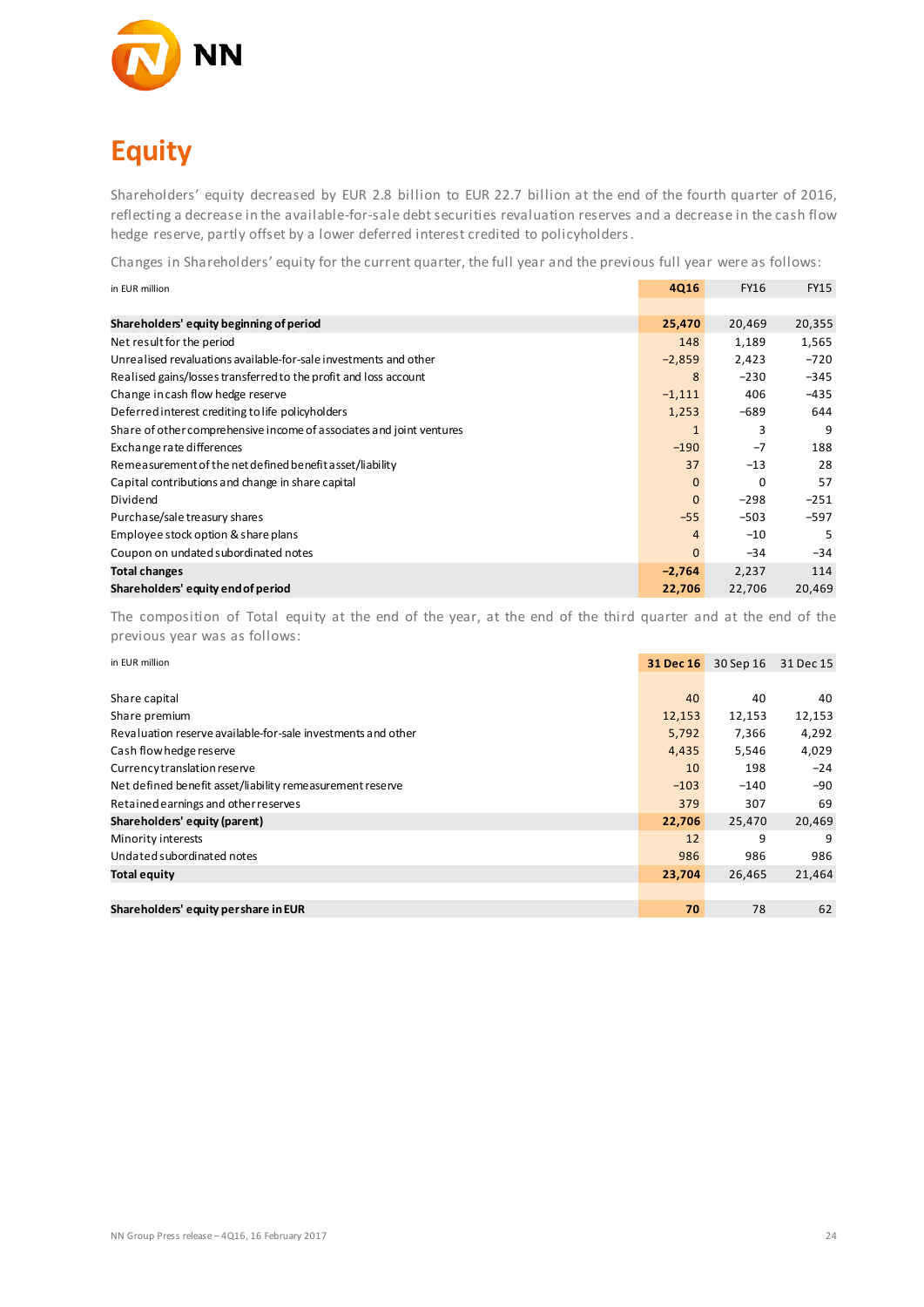# Equity

Shareholders' equity decreased by EUR 2.8 billion to EUR 22.7 billion at the end of the fourth quarter of 2016, reflecting a decrease in the available-for-sale debt securities revaluation reserves and a decrease in the cash flow hedge reserve, partly offset by a lower deferred interest credited to policyholders.

Changes in Shareholders' equity for the current quarter, the full year and the previous full year were as follows:

| in EUR million | 4Q16 | FY16 | FY15 |
|---|---|---|---|
| **Shareholders' equity beginning of period** | **25,470** | 20,469 | 20,355 |
| Net result for the period | 148 | 1,189 | 1,565 |
| Unrealised revaluations available-for-sale investments and other | −2,859 | 2,423 | −720 |
| Realised gains/losses transferred to the profit and loss account | 8 | −230 | −345 |
| Change in cash flow hedge reserve | −1,111 | 406 | −435 |
| Deferred interest crediting to life policyholders | 1,253 | −689 | 644 |
| Share of other comprehensive income of associates and joint ventures | 1 | 3 | 9 |
| Exchange rate differences | −190 | −7 | 188 |
| Remeasurement of the net defined benefit asset/liability | 37 | −13 | 28 |
| Capital contributions and change in share capital | 0 | 0 | 57 |
| Dividend | 0 | −298 | −251 |
| Purchase/sale treasury shares | −55 | −503 | −597 |
| Employee stock option & share plans | 4 | −10 | 5 |
| Coupon on undated subordinated notes | 0 | −34 | −34 |
| **Total changes** | **−2,764** | 2,237 | 114 |
| **Shareholders' equity end of period** | **22,706** | 22,706 | 20,469 |

The composition of Total equity at the end of the year, at the end of the third quarter and at the end of the previous year was as follows:

| in EUR million | 31 Dec 16 | 30 Sep 16 | 31 Dec 15 |
|---|---|---|---|
| Share capital | 40 | 40 | 40 |
| Share premium | 12,153 | 12,153 | 12,153 |
| Revaluation reserve available-for-sale investments and other | 5,792 | 7,366 | 4,292 |
| Cash flow hedge reserve | 4,435 | 5,546 | 4,029 |
| Currency translation reserve | 10 | 198 | −24 |
| Net defined benefit asset/liability remeasurement reserve | −103 | −140 | −90 |
| Retained earnings and other reserves | 379 | 307 | 69 |
| **Shareholders' equity (parent)** | **22,706** | 25,470 | 20,469 |
| Minority interests | 12 | 9 | 9 |
| Undated subordinated notes | 986 | 986 | 986 |
| **Total equity** | **23,704** | 26,465 | 21,464 |
| | | | |
| **Shareholders' equity per share in EUR** | **70** | 78 | 62 |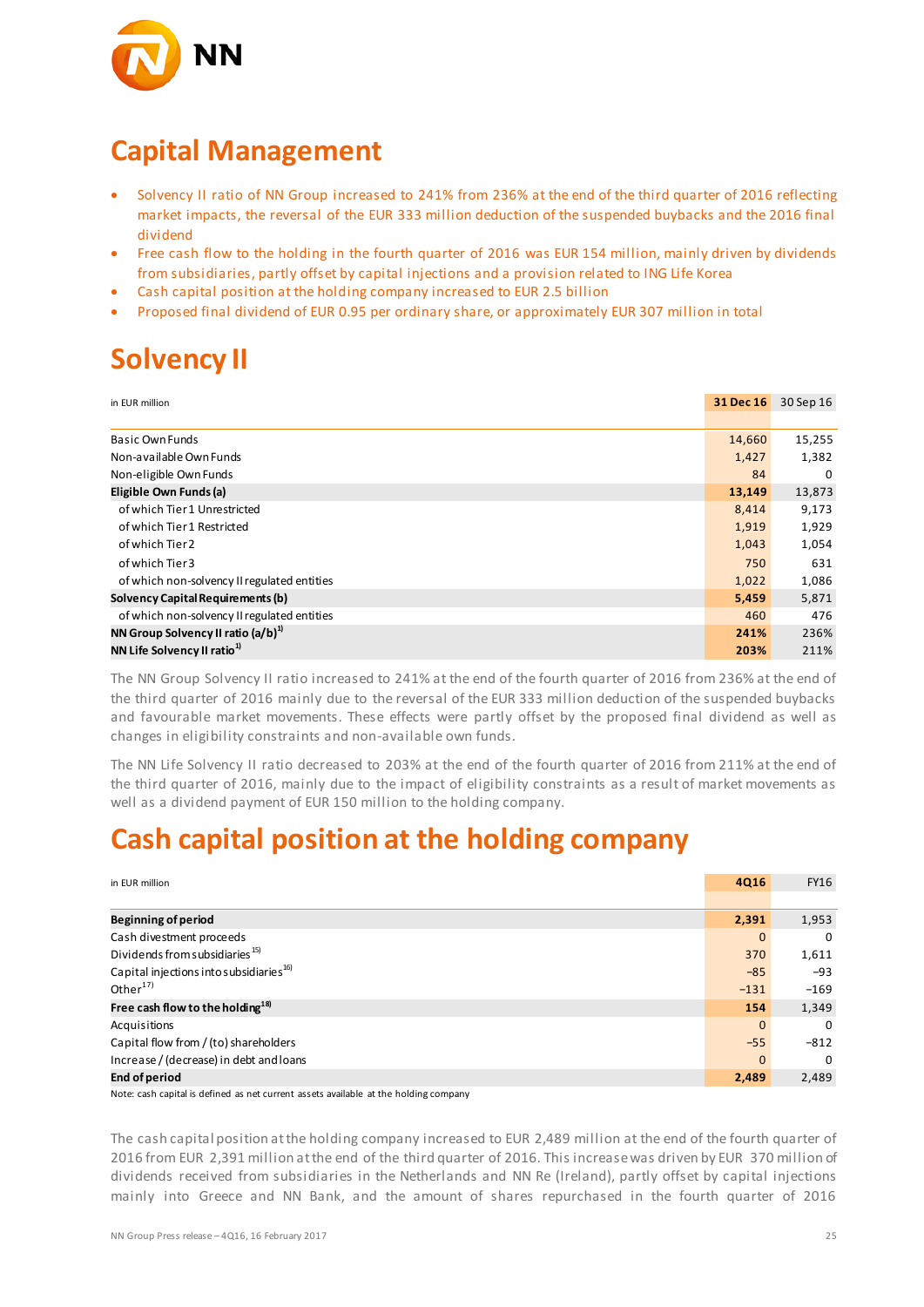# Capital Management

- Solvency II ratio of NN Group increased to 241% from 236% at the end of the third quarter of 2016 reflecting market impacts, the reversal of the EUR 333 million deduction of the suspended buybacks and the 2016 final dividend
- Free cash flow to the holding in the fourth quarter of 2016 was EUR 154 million, mainly driven by dividends from subsidiaries, partly offset by capital injections and a provision related to ING Life Korea
- Cash capital position at the holding company increased to EUR 2.5 billion
- Proposed final dividend of EUR 0.95 per ordinary share, or approximately EUR 307 million in total

# Solvency II

| in EUR million | 31 Dec 16 | 30 Sep 16 |
|---|---|---|
| Basic Own Funds | 14,660 | 15,255 |
| Non-available Own Funds | 1,427 | 1,382 |
| Non-eligible Own Funds | 84 | 0 |
| **Eligible Own Funds (a)** | **13,149** | 13,873 |
| of which Tier 1 Unrestricted | 8,414 | 9,173 |
| of which Tier 1 Restricted | 1,919 | 1,929 |
| of which Tier 2 | 1,043 | 1,054 |
| of which Tier 3 | 750 | 631 |
| of which non-solvency II regulated entities | 1,022 | 1,086 |
| **Solvency Capital Requirements (b)** | **5,459** | 5,871 |
| of which non-solvency II regulated entities | 460 | 476 |
| **NN Group Solvency II ratio (a/b)[1]** | **241%** | 236% |
| **NN Life Solvency II ratio[1]** | **203%** | 211% |

The NN Group Solvency II ratio increased to 241% at the end of the fourth quarter of 2016 from 236% at the end of the third quarter of 2016 mainly due to the reversal of the EUR 333 million deduction of the suspended buybacks and favourable market movements. These effects were partly offset by the proposed final dividend as well as changes in eligibility constraints and non-available own funds.

The NN Life Solvency II ratio decreased to 203% at the end of the fourth quarter of 2016 from 211% at the end of the third quarter of 2016, mainly due to the impact of eligibility constraints as a result of market movements as well as a dividend payment of EUR 150 million to the holding company.

# Cash capital position at the holding company

| in EUR million | 4Q16 | FY16 |
|---|---|---|
| **Beginning of period** | **2,391** | 1,953 |
| Cash divestment proceeds | 0 | 0 |
| Dividends from subsidiaries[15] | 370 | 1,611 |
| Capital injections into subsidiaries[16] | –85 | –93 |
| Other[17] | –131 | –169 |
| **Free cash flow to the holding[18]** | **154** | 1,349 |
| Acquisitions | 0 | 0 |
| Capital flow from / (to) shareholders | –55 | –812 |
| Increase / (decrease) in debt and loans | 0 | 0 |
| **End of period** | **2,489** | 2,489 |

Note: cash capital is defined as net current assets available at the holding company

The cash capital position at the holding company increased to EUR 2,489 million at the end of the fourth quarter of 2016 from EUR 2,391 million at the end of the third quarter of 2016. This increase was driven by EUR 370 million of dividends received from subsidiaries in the Netherlands and NN Re (Ireland), partly offset by capital injections mainly into Greece and NN Bank, and the amount of shares repurchased in the fourth quarter of 2016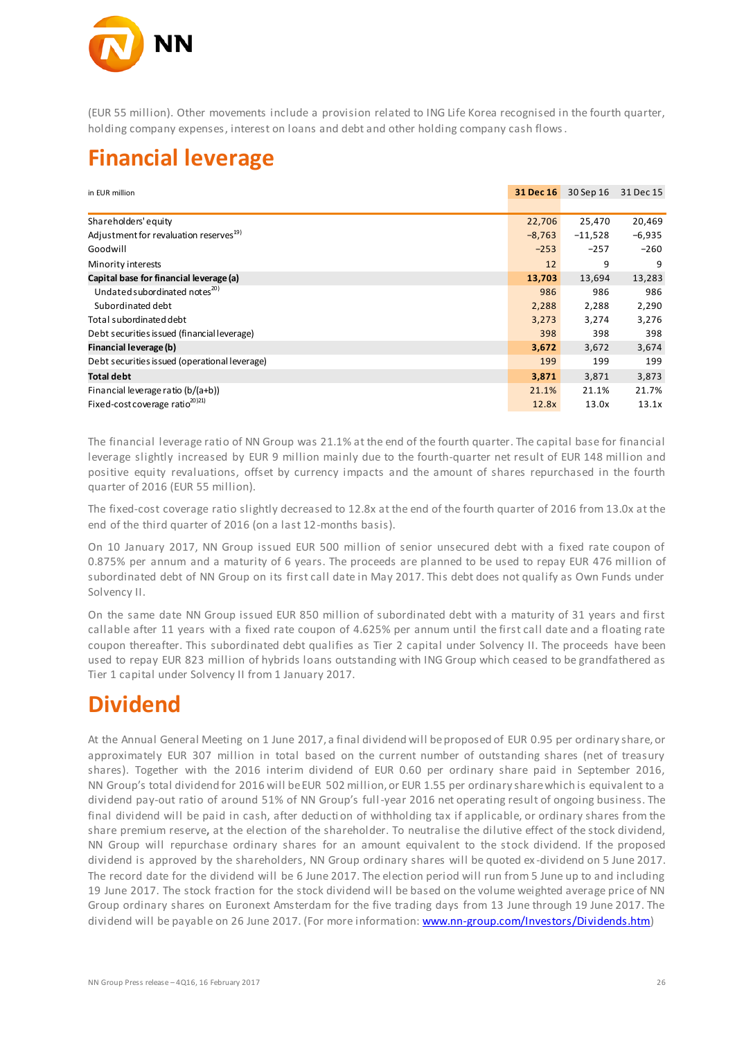(EUR 55 million). Other movements include a provision related to ING Life Korea recognised in the fourth quarter, holding company expenses, interest on loans and debt and other holding company cash flows.

# Financial leverage

| in EUR million | 31 Dec 16 | 30 Sep 16 | 31 Dec 15 |
|---|---|---|---|
| Shareholders' equity | 22,706 | 25,470 | 20,469 |
| Adjustment for revaluation reserves[19] | –8,763 | –11,528 | –6,935 |
| Goodwill | –253 | –257 | –260 |
| Minority interests | 12 | 9 | 9 |
| **Capital base for financial leverage (a)** | **13,703** | 13,694 | 13,283 |
| Undated subordinated notes[20] | 986 | 986 | 986 |
| Subordinated debt | 2,288 | 2,288 | 2,290 |
| Total subordinated debt | 3,273 | 3,274 | 3,276 |
| Debt securities issued (financial leverage) | 398 | 398 | 398 |
| **Financial leverage (b)** | **3,672** | 3,672 | 3,674 |
| Debt securities issued (operational leverage) | 199 | 199 | 199 |
| **Total debt** | **3,871** | 3,871 | 3,873 |
| Financial leverage ratio (b/(a+b)) | 21.1% | 21.1% | 21.7% |
| Fixed-cost coverage ratio[20][21] | 12.8x | 13.0x | 13.1x |

The financial leverage ratio of NN Group was 21.1% at the end of the fourth quarter. The capital base for financial leverage slightly increased by EUR 9 million mainly due to the fourth-quarter net result of EUR 148 million and positive equity revaluations, offset by currency impacts and the amount of shares repurchased in the fourth quarter of 2016 (EUR 55 million).

The fixed-cost coverage ratio slightly decreased to 12.8x at the end of the fourth quarter of 2016 from 13.0x at the end of the third quarter of 2016 (on a last 12-months basis).

On 10 January 2017, NN Group issued EUR 500 million of senior unsecured debt with a fixed rate coupon of 0.875% per annum and a maturity of 6 years. The proceeds are planned to be used to repay EUR 476 million of subordinated debt of NN Group on its first call date in May 2017. This debt does not qualify as Own Funds under Solvency II.

On the same date NN Group issued EUR 850 million of subordinated debt with a maturity of 31 years and first callable after 11 years with a fixed rate coupon of 4.625% per annum until the first call date and a floating rate coupon thereafter. This subordinated debt qualifies as Tier 2 capital under Solvency II. The proceeds have been used to repay EUR 823 million of hybrids loans outstanding with ING Group which ceased to be grandfathered as Tier 1 capital under Solvency II from 1 January 2017.

# Dividend

At the Annual General Meeting on 1 June 2017, a final dividend will be proposed of EUR 0.95 per ordinary share, or approximately EUR 307 million in total based on the current number of outstanding shares (net of treasury shares). Together with the 2016 interim dividend of EUR 0.60 per ordinary share paid in September 2016, NN Group's total dividend for 2016 will be EUR 502 million, or EUR 1.55 per ordinary share which is equivalent to a dividend pay-out ratio of around 51% of NN Group's full-year 2016 net operating result of ongoing business. The final dividend will be paid in cash, after deduction of withholding tax if applicable, or ordinary shares from the share premium reserve, at the election of the shareholder. To neutralise the dilutive effect of the stock dividend, NN Group will repurchase ordinary shares for an amount equivalent to the stock dividend. If the proposed dividend is approved by the shareholders, NN Group ordinary shares will be quoted ex-dividend on 5 June 2017. The record date for the dividend will be 6 June 2017. The election period will run from 5 June up to and including 19 June 2017. The stock fraction for the stock dividend will be based on the volume weighted average price of NN Group ordinary shares on Euronext Amsterdam for the five trading days from 13 June through 19 June 2017. The dividend will be payable on 26 June 2017. (For more information: www.nn-group.com/Investors/Dividends.htm)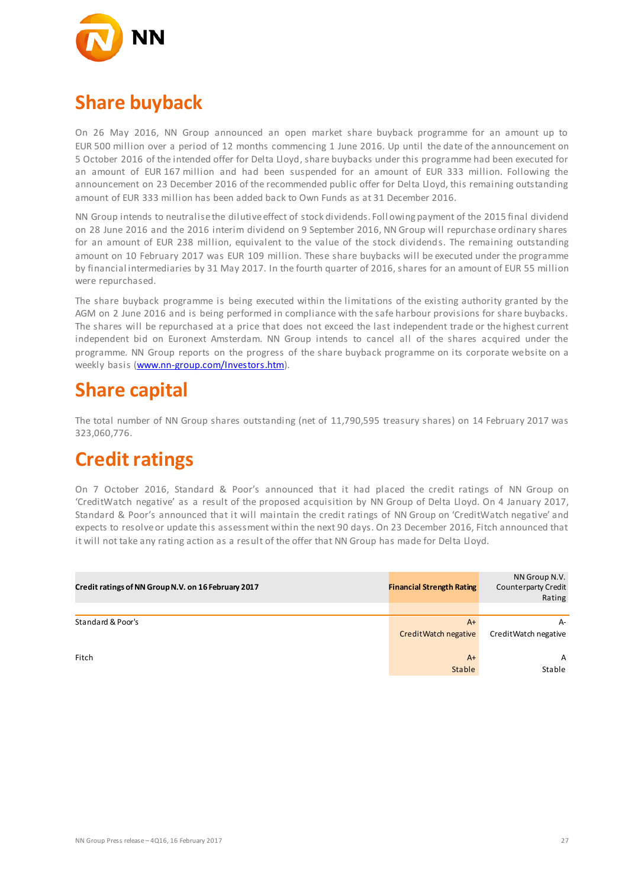# Share buyback

On 26 May 2016, NN Group announced an open market share buyback programme for an amount up to EUR 500 million over a period of 12 months commencing 1 June 2016. Up until the date of the announcement on 5 October 2016 of the intended offer for Delta Lloyd, share buybacks under this programme had been executed for an amount of EUR 167 million and had been suspended for an amount of EUR 333 million. Following the announcement on 23 December 2016 of the recommended public offer for Delta Lloyd, this remaining outstanding amount of EUR 333 million has been added back to Own Funds as at 31 December 2016.

NN Group intends to neutralise the dilutive effect of stock dividends. Following payment of the 2015 final dividend on 28 June 2016 and the 2016 interim dividend on 9 September 2016, NN Group will repurchase ordinary shares for an amount of EUR 238 million, equivalent to the value of the stock dividends. The remaining outstanding amount on 10 February 2017 was EUR 109 million. These share buybacks will be executed under the programme by financial intermediaries by 31 May 2017. In the fourth quarter of 2016, shares for an amount of EUR 55 million were repurchased.

The share buyback programme is being executed within the limitations of the existing authority granted by the AGM on 2 June 2016 and is being performed in compliance with the safe harbour provisions for share buybacks. The shares will be repurchased at a price that does not exceed the last independent trade or the highest current independent bid on Euronext Amsterdam. NN Group intends to cancel all of the shares acquired under the programme. NN Group reports on the progress of the share buyback programme on its corporate website on a weekly basis (www.nn-group.com/Investors.htm).

# Share capital

The total number of NN Group shares outstanding (net of 11,790,595 treasury shares) on 14 February 2017 was 323,060,776.

# Credit ratings

On 7 October 2016, Standard & Poor's announced that it had placed the credit ratings of NN Group on 'CreditWatch negative' as a result of the proposed acquisition by NN Group of Delta Lloyd. On 4 January 2017, Standard & Poor's announced that it will maintain the credit ratings of NN Group on 'CreditWatch negative' and expects to resolve or update this assessment within the next 90 days. On 23 December 2016, Fitch announced that it will not take any rating action as a result of the offer that NN Group has made for Delta Lloyd.

| **Credit ratings of NN Group N.V. on 16 February 2017** | **Financial Strength Rating** | NN Group N.V. Counterparty Credit Rating |
|---|---|---|
| Standard & Poor's | A+<br>CreditWatch negative | A-<br>CreditWatch negative |
| Fitch | A+<br>Stable | A<br>Stable |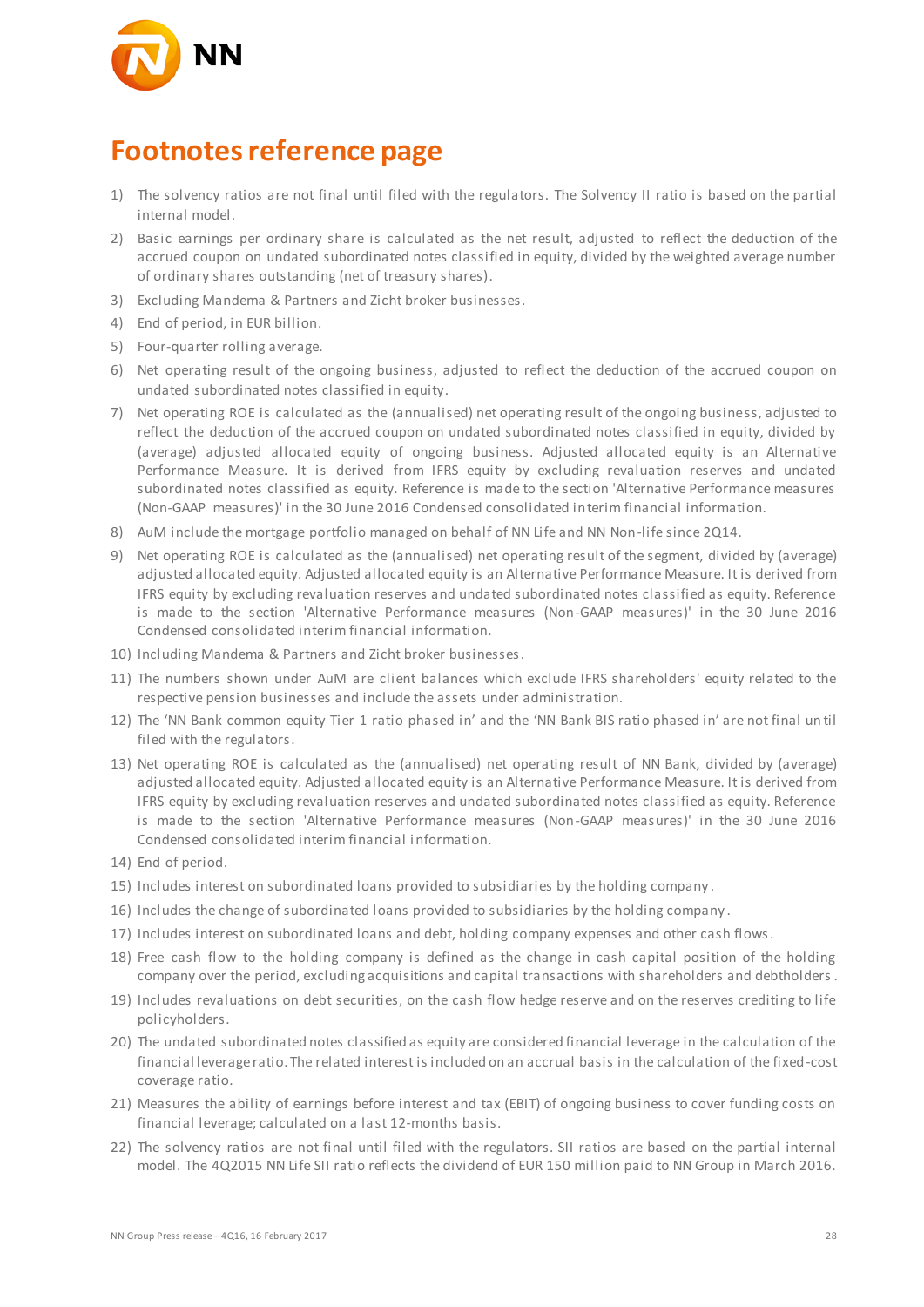# Footnotes reference page

1) The solvency ratios are not final until filed with the regulators. The Solvency II ratio is based on the partial internal model.
2) Basic earnings per ordinary share is calculated as the net result, adjusted to reflect the deduction of the accrued coupon on undated subordinated notes classified in equity, divided by the weighted average number of ordinary shares outstanding (net of treasury shares).
3) Excluding Mandema & Partners and Zicht broker businesses.
4) End of period, in EUR billion.
5) Four-quarter rolling average.
6) Net operating result of the ongoing business, adjusted to reflect the deduction of the accrued coupon on undated subordinated notes classified in equity.
7) Net operating ROE is calculated as the (annualised) net operating result of the ongoing business, adjusted to reflect the deduction of the accrued coupon on undated subordinated notes classified in equity, divided by (average) adjusted allocated equity of ongoing business. Adjusted allocated equity is an Alternative Performance Measure. It is derived from IFRS equity by excluding revaluation reserves and undated subordinated notes classified as equity. Reference is made to the section 'Alternative Performance measures (Non-GAAP measures)' in the 30 June 2016 Condensed consolidated interim financial information.
8) AuM include the mortgage portfolio managed on behalf of NN Life and NN Non-life since 2Q14.
9) Net operating ROE is calculated as the (annualised) net operating result of the segment, divided by (average) adjusted allocated equity. Adjusted allocated equity is an Alternative Performance Measure. It is derived from IFRS equity by excluding revaluation reserves and undated subordinated notes classified as equity. Reference is made to the section 'Alternative Performance measures (Non-GAAP measures)' in the 30 June 2016 Condensed consolidated interim financial information.
10) Including Mandema & Partners and Zicht broker businesses.
11) The numbers shown under AuM are client balances which exclude IFRS shareholders' equity related to the respective pension businesses and include the assets under administration.
12) The 'NN Bank common equity Tier 1 ratio phased in' and the 'NN Bank BIS ratio phased in' are not final until filed with the regulators.
13) Net operating ROE is calculated as the (annualised) net operating result of NN Bank, divided by (average) adjusted allocated equity. Adjusted allocated equity is an Alternative Performance Measure. It is derived from IFRS equity by excluding revaluation reserves and undated subordinated notes classified as equity. Reference is made to the section 'Alternative Performance measures (Non-GAAP measures)' in the 30 June 2016 Condensed consolidated interim financial information.
14) End of period.
15) Includes interest on subordinated loans provided to subsidiaries by the holding company.
16) Includes the change of subordinated loans provided to subsidiaries by the holding company.
17) Includes interest on subordinated loans and debt, holding company expenses and other cash flows.
18) Free cash flow to the holding company is defined as the change in cash capital position of the holding company over the period, excluding acquisitions and capital transactions with shareholders and debtholders.
19) Includes revaluations on debt securities, on the cash flow hedge reserve and on the reserves crediting to life policyholders.
20) The undated subordinated notes classified as equity are considered financial leverage in the calculation of the financial leverage ratio. The related interest is included on an accrual basis in the calculation of the fixed-cost coverage ratio.
21) Measures the ability of earnings before interest and tax (EBIT) of ongoing business to cover funding costs on financial leverage; calculated on a last 12-months basis.
22) The solvency ratios are not final until filed with the regulators. SII ratios are based on the partial internal model. The 4Q2015 NN Life SII ratio reflects the dividend of EUR 150 million paid to NN Group in March 2016.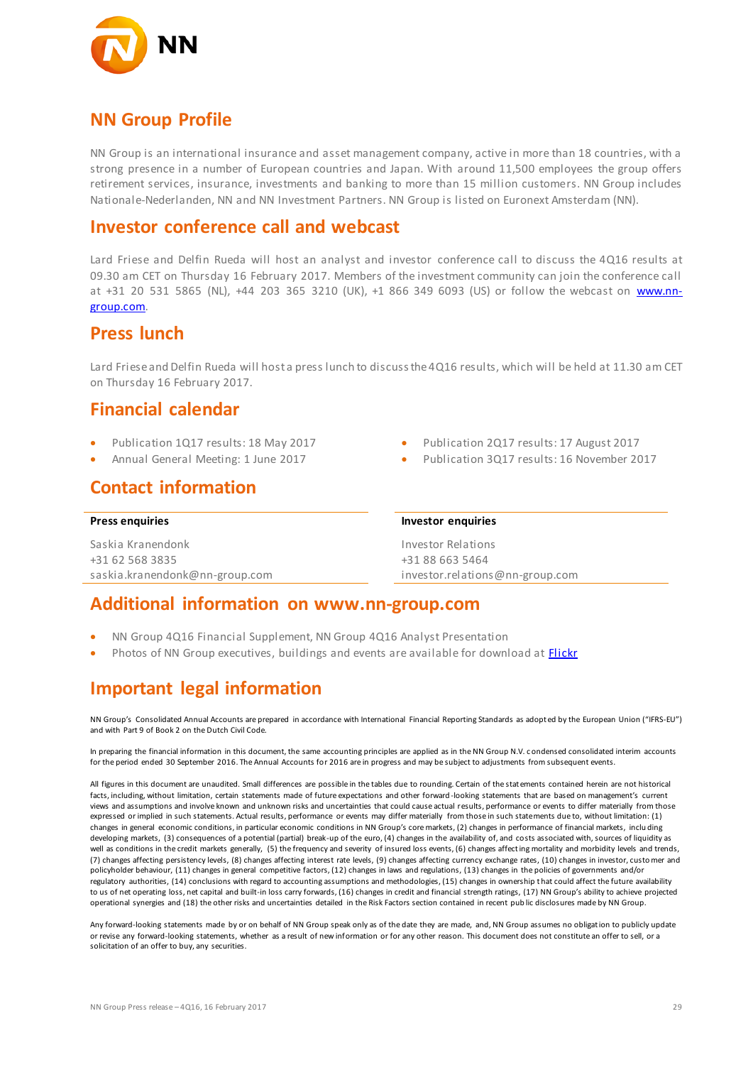## NN Group Profile

NN Group is an international insurance and asset management company, active in more than 18 countries, with a strong presence in a number of European countries and Japan. With around 11,500 employees the group offers retirement services, insurance, investments and banking to more than 15 million customers. NN Group includes Nationale-Nederlanden, NN and NN Investment Partners. NN Group is listed on Euronext Amsterdam (NN).

## Investor conference call and webcast

Lard Friese and Delfin Rueda will host an analyst and investor conference call to discuss the 4Q16 results at 09.30 am CET on Thursday 16 February 2017. Members of the investment community can join the conference call at +31 20 531 5865 (NL), +44 203 365 3210 (UK), +1 866 349 6093 (US) or follow the webcast on [www.nn-group.com](www.nn-group.com).

## Press lunch

Lard Friese and Delfin Rueda will host a press lunch to discuss the 4Q16 results, which will be held at 11.30 am CET on Thursday 16 February 2017.

## Financial calendar

- Publication 1Q17 results: 18 May 2017
- Annual General Meeting: 1 June 2017
- Publication 2Q17 results: 17 August 2017
- Publication 3Q17 results: 16 November 2017

## Contact information

**Press enquiries**

Saskia Kranendonk
+31 62 568 3835
saskia.kranendonk@nn-group.com

**Investor enquiries**

Investor Relations
+31 88 663 5464
investor.relations@nn-group.com

## Additional information on www.nn-group.com

- NN Group 4Q16 Financial Supplement, NN Group 4Q16 Analyst Presentation
- Photos of NN Group executives, buildings and events are available for download at [Flickr]

## Important legal information

NN Group's Consolidated Annual Accounts are prepared in accordance with International Financial Reporting Standards as adopted by the European Union ("IFRS-EU") and with Part 9 of Book 2 on the Dutch Civil Code.

In preparing the financial information in this document, the same accounting principles are applied as in the NN Group N.V. condensed consolidated interim accounts for the period ended 30 September 2016. The Annual Accounts for 2016 are in progress and may be subject to adjustments from subsequent events.

All figures in this document are unaudited. Small differences are possible in the tables due to rounding. Certain of the statements contained herein are not historical facts, including, without limitation, certain statements made of future expectations and other forward-looking statements that are based on management's current views and assumptions and involve known and unknown risks and uncertainties that could cause actual results, performance or events to differ materially from those expressed or implied in such statements. Actual results, performance or events may differ materially from those in such statements due to, without limitation: (1) changes in general economic conditions, in particular economic conditions in NN Group's core markets, (2) changes in performance of financial markets, including developing markets, (3) consequences of a potential (partial) break-up of the euro, (4) changes in the availability of, and costs associated with, sources of liquidity as well as conditions in the credit markets generally, (5) the frequency and severity of insured loss events, (6) changes affecting mortality and morbidity levels and trends, (7) changes affecting persistency levels, (8) changes affecting interest rate levels, (9) changes affecting currency exchange rates, (10) changes in investor, customer and policyholder behaviour, (11) changes in general competitive factors, (12) changes in laws and regulations, (13) changes in the policies of governments and/or regulatory authorities, (14) conclusions with regard to accounting assumptions and methodologies, (15) changes in ownership that could affect the future availability to us of net operating loss, net capital and built-in loss carry forwards, (16) changes in credit and financial strength ratings, (17) NN Group's ability to achieve projected operational synergies and (18) the other risks and uncertainties detailed in the Risk Factors section contained in recent public disclosures made by NN Group.

Any forward-looking statements made by or on behalf of NN Group speak only as of the date they are made, and, NN Group assumes no obligation to publicly update or revise any forward-looking statements, whether as a result of new information or for any other reason. This document does not constitute an offer to sell, or a solicitation of an offer to buy, any securities.